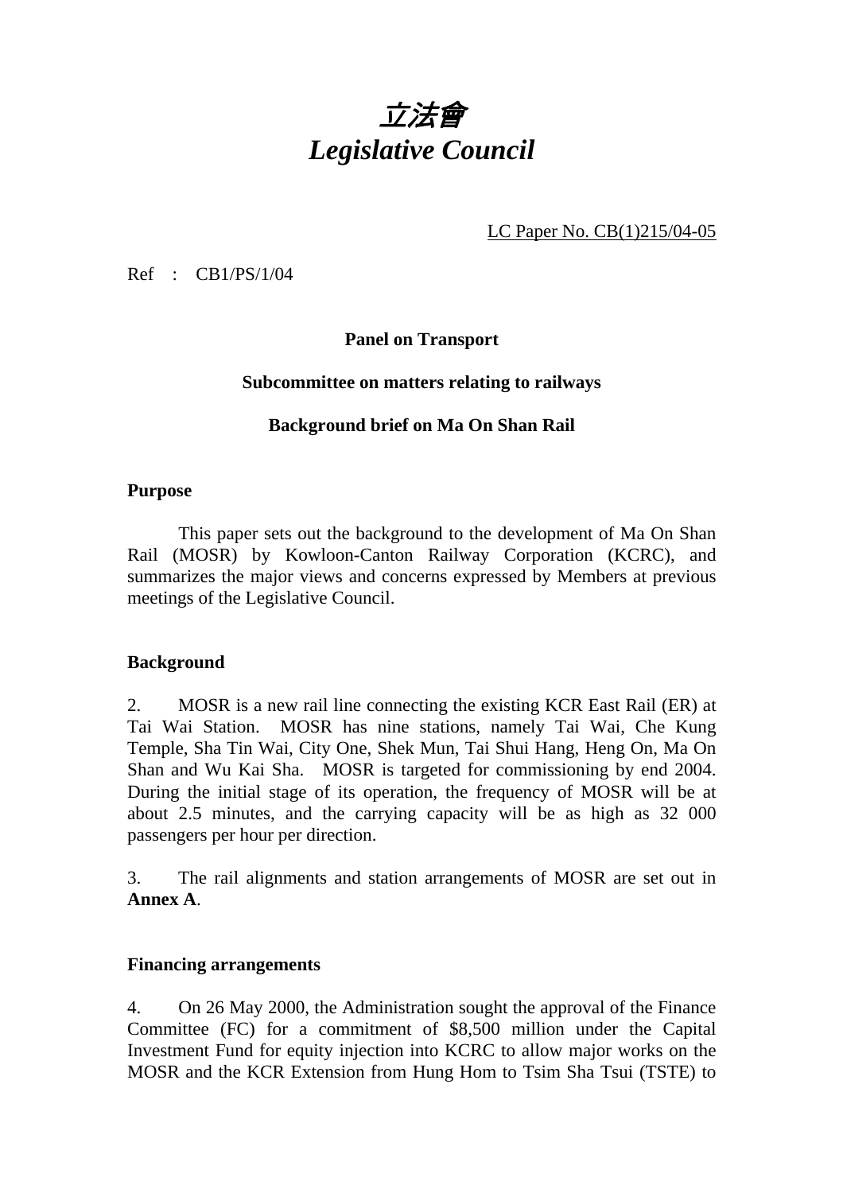# *立法會*
# *Legislative Council*

LC Paper No. CB(1)215/04-05

Ref : CB1/PS/1/04

**Panel on Transport**

**Subcommittee on matters relating to railways**

**Background brief on Ma On Shan Rail**

**Purpose**

This paper sets out the background to the development of Ma On Shan Rail (MOSR) by Kowloon-Canton Railway Corporation (KCRC), and summarizes the major views and concerns expressed by Members at previous meetings of the Legislative Council.

**Background**

2. MOSR is a new rail line connecting the existing KCR East Rail (ER) at Tai Wai Station. MOSR has nine stations, namely Tai Wai, Che Kung Temple, Sha Tin Wai, City One, Shek Mun, Tai Shui Hang, Heng On, Ma On Shan and Wu Kai Sha. MOSR is targeted for commissioning by end 2004. During the initial stage of its operation, the frequency of MOSR will be at about 2.5 minutes, and the carrying capacity will be as high as 32 000 passengers per hour per direction.

3. The rail alignments and station arrangements of MOSR are set out in **Annex A**.

**Financing arrangements**

4. On 26 May 2000, the Administration sought the approval of the Finance Committee (FC) for a commitment of $8,500 million under the Capital Investment Fund for equity injection into KCRC to allow major works on the MOSR and the KCR Extension from Hung Hom to Tsim Sha Tsui (TSTE) to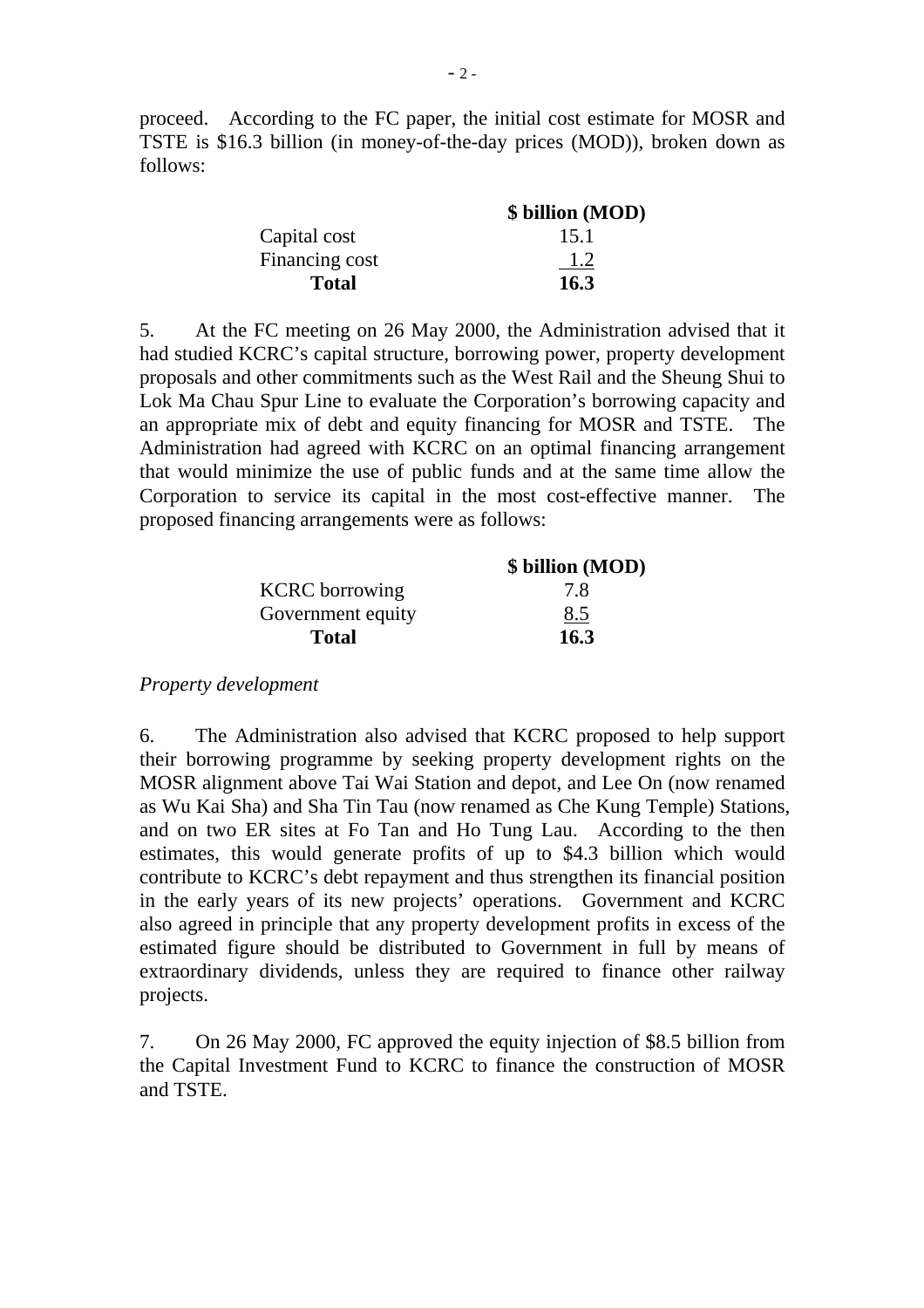proceed. According to the FC paper, the initial cost estimate for MOSR and TSTE is $16.3 billion (in money-of-the-day prices (MOD)), broken down as follows:

| | $ billion (MOD) |
|---|---|
| Capital cost | 15.1 |
| Financing cost | 1.2 |
| **Total** | **16.3** |

5. At the FC meeting on 26 May 2000, the Administration advised that it had studied KCRC's capital structure, borrowing power, property development proposals and other commitments such as the West Rail and the Sheung Shui to Lok Ma Chau Spur Line to evaluate the Corporation's borrowing capacity and an appropriate mix of debt and equity financing for MOSR and TSTE. The Administration had agreed with KCRC on an optimal financing arrangement that would minimize the use of public funds and at the same time allow the Corporation to service its capital in the most cost-effective manner. The proposed financing arrangements were as follows:

| | $ billion (MOD) |
|---|---|
| KCRC borrowing | 7.8 |
| Government equity | 8.5 |
| **Total** | **16.3** |

*Property development*

6. The Administration also advised that KCRC proposed to help support their borrowing programme by seeking property development rights on the MOSR alignment above Tai Wai Station and depot, and Lee On (now renamed as Wu Kai Sha) and Sha Tin Tau (now renamed as Che Kung Temple) Stations, and on two ER sites at Fo Tan and Ho Tung Lau. According to the then estimates, this would generate profits of up to $4.3 billion which would contribute to KCRC's debt repayment and thus strengthen its financial position in the early years of its new projects' operations. Government and KCRC also agreed in principle that any property development profits in excess of the estimated figure should be distributed to Government in full by means of extraordinary dividends, unless they are required to finance other railway projects.

7. On 26 May 2000, FC approved the equity injection of $8.5 billion from the Capital Investment Fund to KCRC to finance the construction of MOSR and TSTE.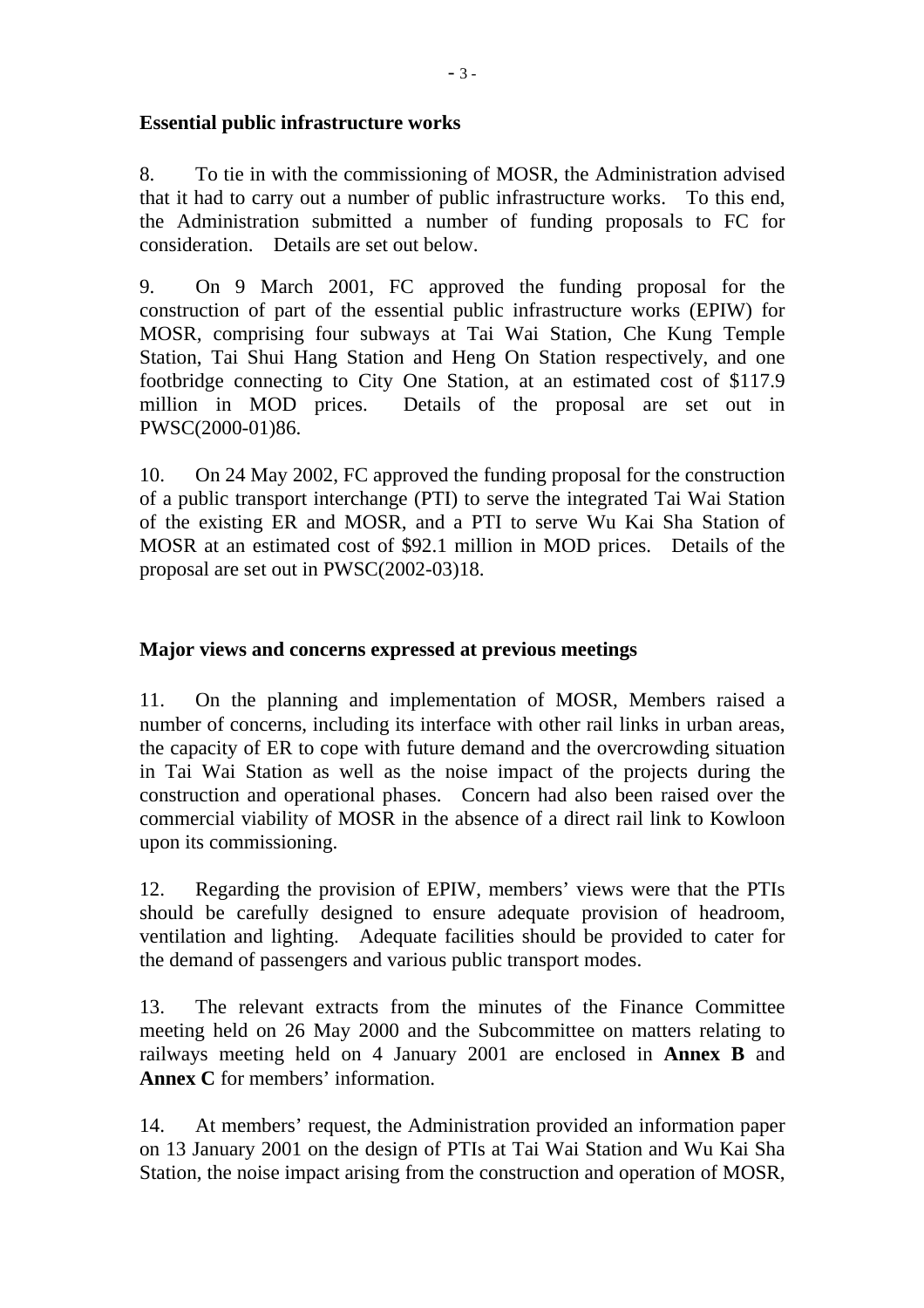**Essential public infrastructure works**

8. To tie in with the commissioning of MOSR, the Administration advised that it had to carry out a number of public infrastructure works. To this end, the Administration submitted a number of funding proposals to FC for consideration. Details are set out below.

9. On 9 March 2001, FC approved the funding proposal for the construction of part of the essential public infrastructure works (EPIW) for MOSR, comprising four subways at Tai Wai Station, Che Kung Temple Station, Tai Shui Hang Station and Heng On Station respectively, and one footbridge connecting to City One Station, at an estimated cost of $117.9 million in MOD prices. Details of the proposal are set out in PWSC(2000-01)86.

10. On 24 May 2002, FC approved the funding proposal for the construction of a public transport interchange (PTI) to serve the integrated Tai Wai Station of the existing ER and MOSR, and a PTI to serve Wu Kai Sha Station of MOSR at an estimated cost of $92.1 million in MOD prices. Details of the proposal are set out in PWSC(2002-03)18.

**Major views and concerns expressed at previous meetings**

11. On the planning and implementation of MOSR, Members raised a number of concerns, including its interface with other rail links in urban areas, the capacity of ER to cope with future demand and the overcrowding situation in Tai Wai Station as well as the noise impact of the projects during the construction and operational phases. Concern had also been raised over the commercial viability of MOSR in the absence of a direct rail link to Kowloon upon its commissioning.

12. Regarding the provision of EPIW, members' views were that the PTIs should be carefully designed to ensure adequate provision of headroom, ventilation and lighting. Adequate facilities should be provided to cater for the demand of passengers and various public transport modes.

13. The relevant extracts from the minutes of the Finance Committee meeting held on 26 May 2000 and the Subcommittee on matters relating to railways meeting held on 4 January 2001 are enclosed in **Annex B** and **Annex C** for members' information.

14. At members' request, the Administration provided an information paper on 13 January 2001 on the design of PTIs at Tai Wai Station and Wu Kai Sha Station, the noise impact arising from the construction and operation of MOSR,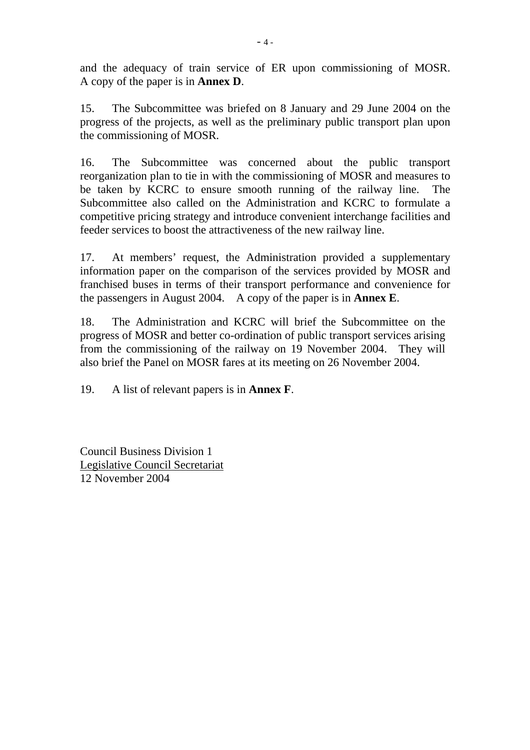and the adequacy of train service of ER upon commissioning of MOSR. A copy of the paper is in **Annex D**.

15. The Subcommittee was briefed on 8 January and 29 June 2004 on the progress of the projects, as well as the preliminary public transport plan upon the commissioning of MOSR.

16. The Subcommittee was concerned about the public transport reorganization plan to tie in with the commissioning of MOSR and measures to be taken by KCRC to ensure smooth running of the railway line. The Subcommittee also called on the Administration and KCRC to formulate a competitive pricing strategy and introduce convenient interchange facilities and feeder services to boost the attractiveness of the new railway line.

17. At members' request, the Administration provided a supplementary information paper on the comparison of the services provided by MOSR and franchised buses in terms of their transport performance and convenience for the passengers in August 2004. A copy of the paper is in **Annex E**.

18. The Administration and KCRC will brief the Subcommittee on the progress of MOSR and better co-ordination of public transport services arising from the commissioning of the railway on 19 November 2004. They will also brief the Panel on MOSR fares at its meeting on 26 November 2004.

19. A list of relevant papers is in **Annex F**.

Council Business Division 1
Legislative Council Secretariat
12 November 2004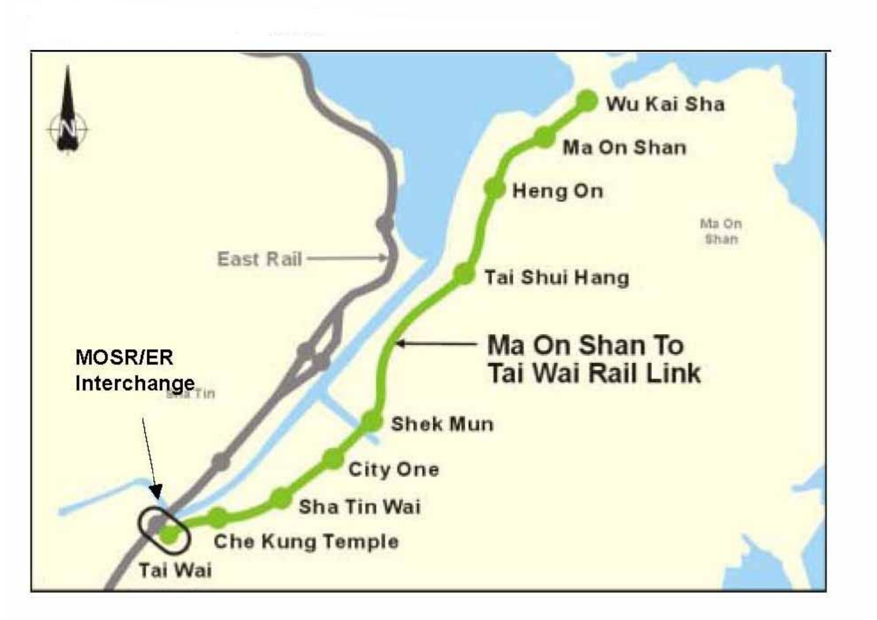MOSR/ER Interchange

East Rail

Ma On Shan To Tai Wai Rail Link

Wu Kai Sha

Ma On Shan

Heng On

Tai Shui Hang

Shek Mun

City One

Sha Tin Wai

Che Kung Temple

Tai Wai

Sha Tin

Ma On Shan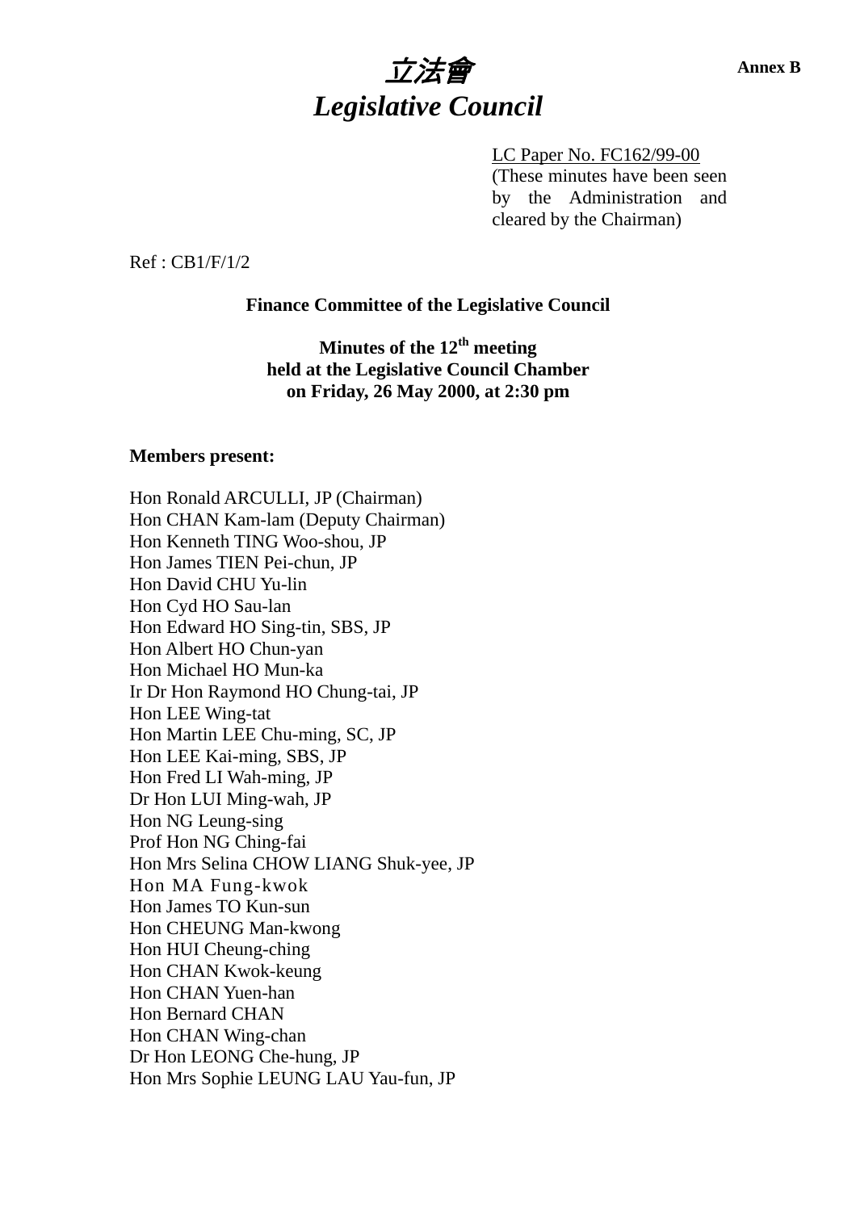**Annex B**

# 立法會
# *Legislative Council*

LC Paper No. FC162/99-00
(These minutes have been seen by the Administration and cleared by the Chairman)

Ref : CB1/F/1/2

**Finance Committee of the Legislative Council**

**Minutes of the 12th meeting**
**held at the Legislative Council Chamber**
**on Friday, 26 May 2000, at 2:30 pm**

**Members present:**

Hon Ronald ARCULLI, JP (Chairman)
Hon CHAN Kam-lam (Deputy Chairman)
Hon Kenneth TING Woo-shou, JP
Hon James TIEN Pei-chun, JP
Hon David CHU Yu-lin
Hon Cyd HO Sau-lan
Hon Edward HO Sing-tin, SBS, JP
Hon Albert HO Chun-yan
Hon Michael HO Mun-ka
Ir Dr Hon Raymond HO Chung-tai, JP
Hon LEE Wing-tat
Hon Martin LEE Chu-ming, SC, JP
Hon LEE Kai-ming, SBS, JP
Hon Fred LI Wah-ming, JP
Dr Hon LUI Ming-wah, JP
Hon NG Leung-sing
Prof Hon NG Ching-fai
Hon Mrs Selina CHOW LIANG Shuk-yee, JP
Hon MA Fung-kwok
Hon James TO Kun-sun
Hon CHEUNG Man-kwong
Hon HUI Cheung-ching
Hon CHAN Kwok-keung
Hon CHAN Yuen-han
Hon Bernard CHAN
Hon CHAN Wing-chan
Dr Hon LEONG Che-hung, JP
Hon Mrs Sophie LEUNG LAU Yau-fun, JP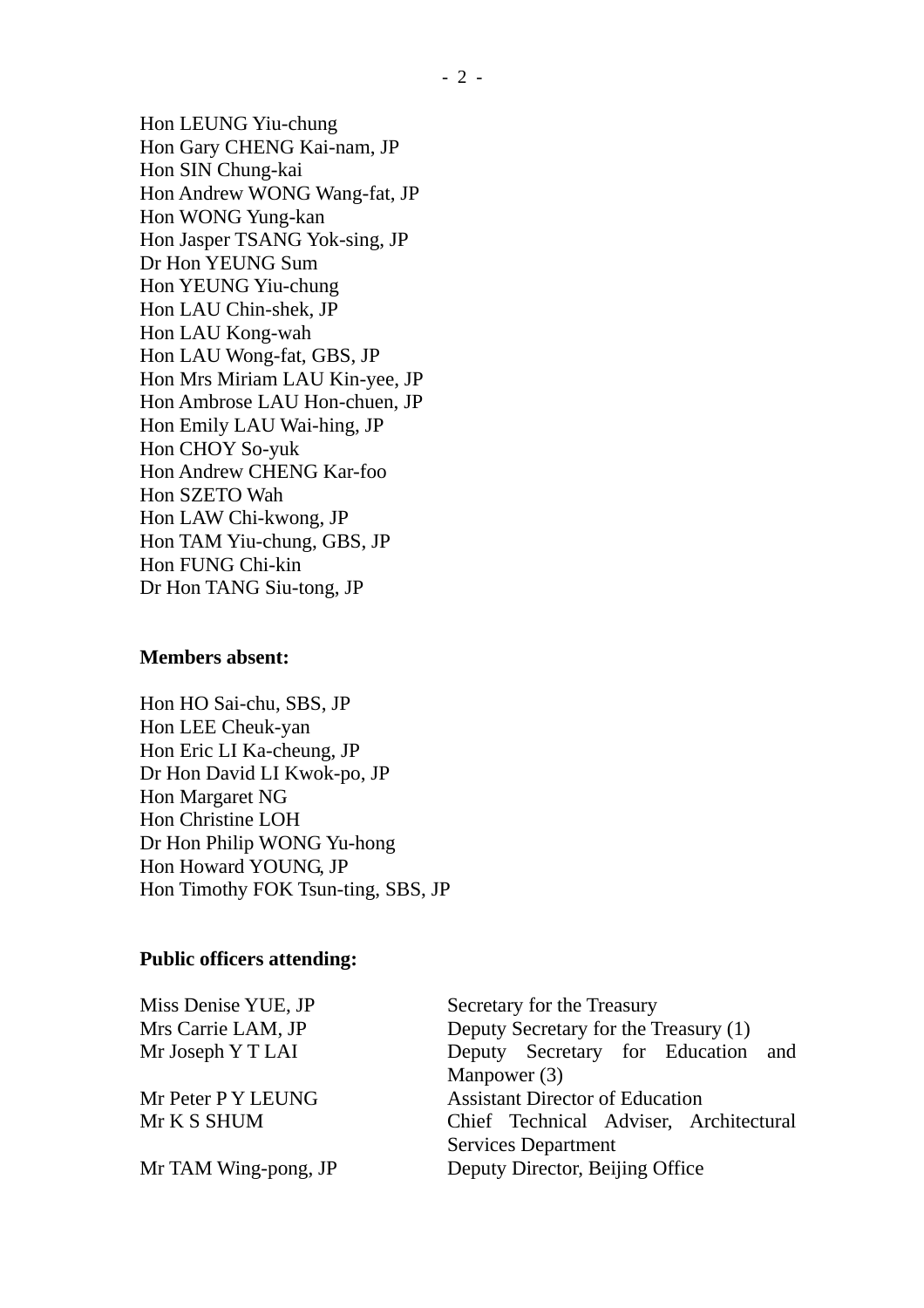Hon LEUNG Yiu-chung
Hon Gary CHENG Kai-nam, JP
Hon SIN Chung-kai
Hon Andrew WONG Wang-fat, JP
Hon WONG Yung-kan
Hon Jasper TSANG Yok-sing, JP
Dr Hon YEUNG Sum
Hon YEUNG Yiu-chung
Hon LAU Chin-shek, JP
Hon LAU Kong-wah
Hon LAU Wong-fat, GBS, JP
Hon Mrs Miriam LAU Kin-yee, JP
Hon Ambrose LAU Hon-chuen, JP
Hon Emily LAU Wai-hing, JP
Hon CHOY So-yuk
Hon Andrew CHENG Kar-foo
Hon SZETO Wah
Hon LAW Chi-kwong, JP
Hon TAM Yiu-chung, GBS, JP
Hon FUNG Chi-kin
Dr Hon TANG Siu-tong, JP

**Members absent:**

Hon HO Sai-chu, SBS, JP
Hon LEE Cheuk-yan
Hon Eric LI Ka-cheung, JP
Dr Hon David LI Kwok-po, JP
Hon Margaret NG
Hon Christine LOH
Dr Hon Philip WONG Yu-hong
Hon Howard YOUNG, JP
Hon Timothy FOK Tsun-ting, SBS, JP

**Public officers attending:**

| | |
|---|---|
| Miss Denise YUE, JP | Secretary for the Treasury |
| Mrs Carrie LAM, JP | Deputy Secretary for the Treasury (1) |
| Mr Joseph Y T LAI | Deputy Secretary for Education and Manpower (3) |
| Mr Peter P Y LEUNG | Assistant Director of Education |
| Mr K S SHUM | Chief Technical Adviser, Architectural Services Department |
| Mr TAM Wing-pong, JP | Deputy Director, Beijing Office |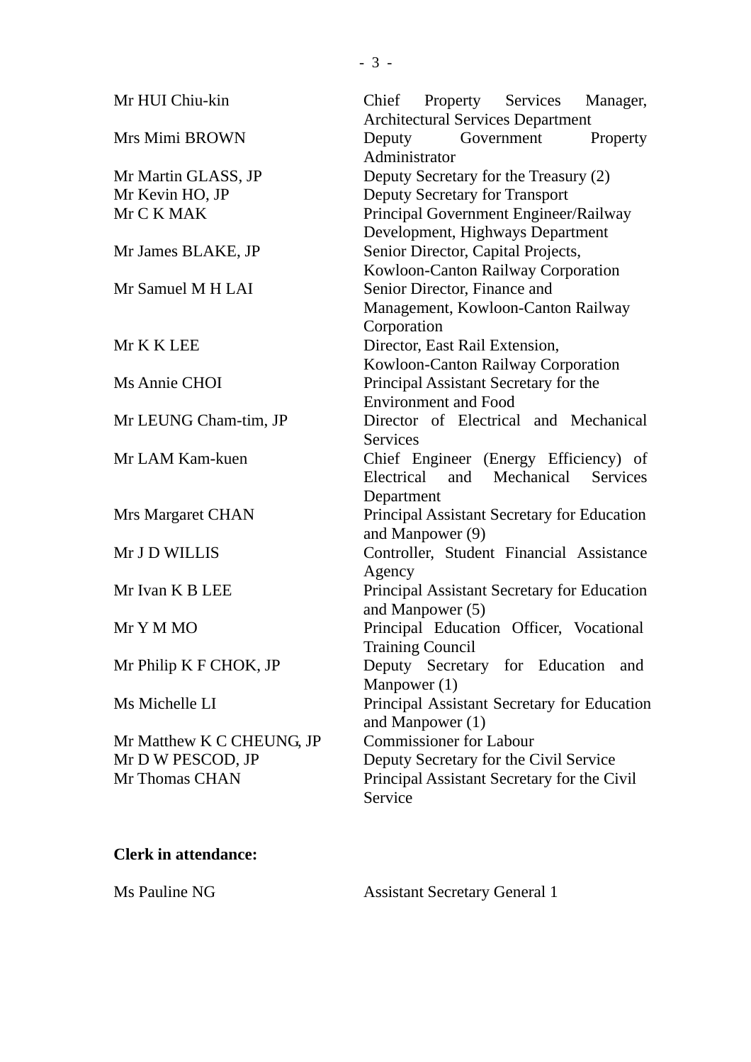| | |
|---|---|
| Mr HUI Chiu-kin | Chief Property Services Manager, Architectural Services Department |
| Mrs Mimi BROWN | Deputy Government Property Administrator |
| Mr Martin GLASS, JP | Deputy Secretary for the Treasury (2) |
| Mr Kevin HO, JP | Deputy Secretary for Transport |
| Mr C K MAK | Principal Government Engineer/Railway Development, Highways Department |
| Mr James BLAKE, JP | Senior Director, Capital Projects, Kowloon-Canton Railway Corporation |
| Mr Samuel M H LAI | Senior Director, Finance and Management, Kowloon-Canton Railway Corporation |
| Mr K K LEE | Director, East Rail Extension, Kowloon-Canton Railway Corporation |
| Ms Annie CHOI | Principal Assistant Secretary for the Environment and Food |
| Mr LEUNG Cham-tim, JP | Director of Electrical and Mechanical Services |
| Mr LAM Kam-kuen | Chief Engineer (Energy Efficiency) of Electrical and Mechanical Services Department |
| Mrs Margaret CHAN | Principal Assistant Secretary for Education and Manpower (9) |
| Mr J D WILLIS | Controller, Student Financial Assistance Agency |
| Mr Ivan K B LEE | Principal Assistant Secretary for Education and Manpower (5) |
| Mr Y M MO | Principal Education Officer, Vocational Training Council |
| Mr Philip K F CHOK, JP | Deputy Secretary for Education and Manpower (1) |
| Ms Michelle LI | Principal Assistant Secretary for Education and Manpower (1) |
| Mr Matthew K C CHEUNG, JP | Commissioner for Labour |
| Mr D W PESCOD, JP | Deputy Secretary for the Civil Service |
| Mr Thomas CHAN | Principal Assistant Secretary for the Civil Service |

**Clerk in attendance:**

| | |
|---|---|
| Ms Pauline NG | Assistant Secretary General 1 |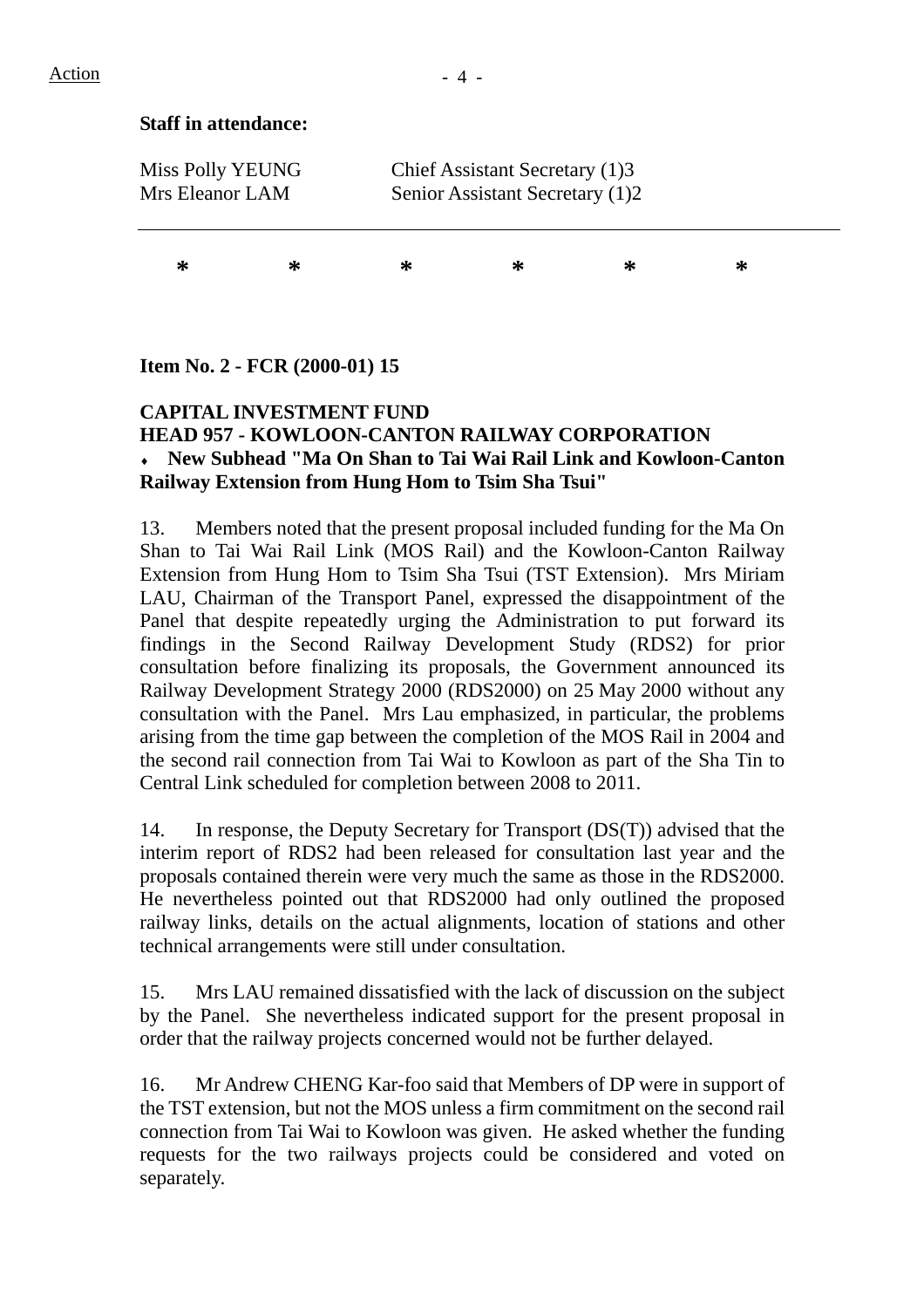Action

**Staff in attendance:**

| | |
|---|---|
| Miss Polly YEUNG | Chief Assistant Secretary (1)3 |
| Mrs Eleanor LAM | Senior Assistant Secretary (1)2 |

---

\*　　　\*　　　\*　　　\*　　　\*　　　\*

**Item No. 2 - FCR (2000-01) 15**

**CAPITAL INVESTMENT FUND**
**HEAD 957 - KOWLOON-CANTON RAILWAY CORPORATION**
- **New Subhead "Ma On Shan to Tai Wai Rail Link and Kowloon-Canton Railway Extension from Hung Hom to Tsim Sha Tsui"**

13. Members noted that the present proposal included funding for the Ma On Shan to Tai Wai Rail Link (MOS Rail) and the Kowloon-Canton Railway Extension from Hung Hom to Tsim Sha Tsui (TST Extension). Mrs Miriam LAU, Chairman of the Transport Panel, expressed the disappointment of the Panel that despite repeatedly urging the Administration to put forward its findings in the Second Railway Development Study (RDS2) for prior consultation before finalizing its proposals, the Government announced its Railway Development Strategy 2000 (RDS2000) on 25 May 2000 without any consultation with the Panel. Mrs Lau emphasized, in particular, the problems arising from the time gap between the completion of the MOS Rail in 2004 and the second rail connection from Tai Wai to Kowloon as part of the Sha Tin to Central Link scheduled for completion between 2008 to 2011.

14. In response, the Deputy Secretary for Transport (DS(T)) advised that the interim report of RDS2 had been released for consultation last year and the proposals contained therein were very much the same as those in the RDS2000. He nevertheless pointed out that RDS2000 had only outlined the proposed railway links, details on the actual alignments, location of stations and other technical arrangements were still under consultation.

15. Mrs LAU remained dissatisfied with the lack of discussion on the subject by the Panel. She nevertheless indicated support for the present proposal in order that the railway projects concerned would not be further delayed.

16. Mr Andrew CHENG Kar-foo said that Members of DP were in support of the TST extension, but not the MOS unless a firm commitment on the second rail connection from Tai Wai to Kowloon was given. He asked whether the funding requests for the two railways projects could be considered and voted on separately.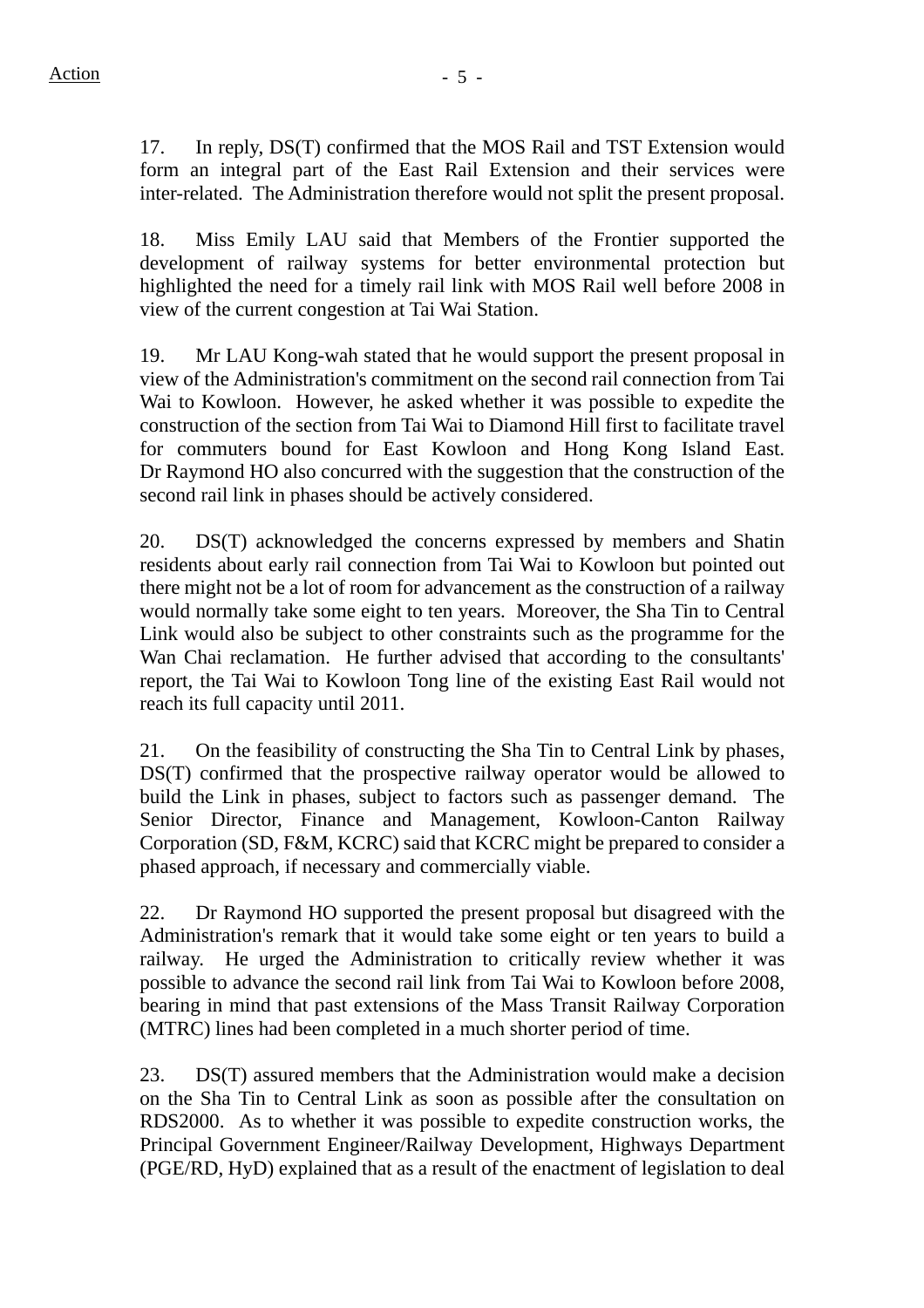17. In reply, DS(T) confirmed that the MOS Rail and TST Extension would form an integral part of the East Rail Extension and their services were inter-related. The Administration therefore would not split the present proposal.

18. Miss Emily LAU said that Members of the Frontier supported the development of railway systems for better environmental protection but highlighted the need for a timely rail link with MOS Rail well before 2008 in view of the current congestion at Tai Wai Station.

19. Mr LAU Kong-wah stated that he would support the present proposal in view of the Administration's commitment on the second rail connection from Tai Wai to Kowloon. However, he asked whether it was possible to expedite the construction of the section from Tai Wai to Diamond Hill first to facilitate travel for commuters bound for East Kowloon and Hong Kong Island East. Dr Raymond HO also concurred with the suggestion that the construction of the second rail link in phases should be actively considered.

20. DS(T) acknowledged the concerns expressed by members and Shatin residents about early rail connection from Tai Wai to Kowloon but pointed out there might not be a lot of room for advancement as the construction of a railway would normally take some eight to ten years. Moreover, the Sha Tin to Central Link would also be subject to other constraints such as the programme for the Wan Chai reclamation. He further advised that according to the consultants' report, the Tai Wai to Kowloon Tong line of the existing East Rail would not reach its full capacity until 2011.

21. On the feasibility of constructing the Sha Tin to Central Link by phases, DS(T) confirmed that the prospective railway operator would be allowed to build the Link in phases, subject to factors such as passenger demand. The Senior Director, Finance and Management, Kowloon-Canton Railway Corporation (SD, F&M, KCRC) said that KCRC might be prepared to consider a phased approach, if necessary and commercially viable.

22. Dr Raymond HO supported the present proposal but disagreed with the Administration's remark that it would take some eight or ten years to build a railway. He urged the Administration to critically review whether it was possible to advance the second rail link from Tai Wai to Kowloon before 2008, bearing in mind that past extensions of the Mass Transit Railway Corporation (MTRC) lines had been completed in a much shorter period of time.

23. DS(T) assured members that the Administration would make a decision on the Sha Tin to Central Link as soon as possible after the consultation on RDS2000. As to whether it was possible to expedite construction works, the Principal Government Engineer/Railway Development, Highways Department (PGE/RD, HyD) explained that as a result of the enactment of legislation to deal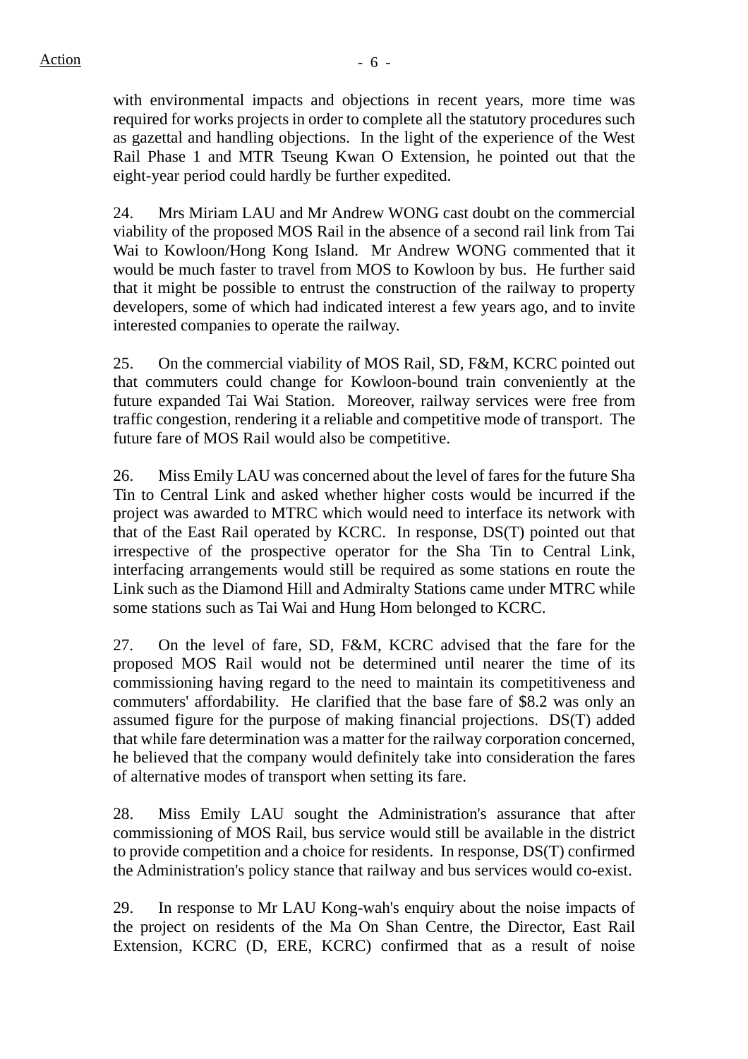with environmental impacts and objections in recent years, more time was required for works projects in order to complete all the statutory procedures such as gazettal and handling objections. In the light of the experience of the West Rail Phase 1 and MTR Tseung Kwan O Extension, he pointed out that the eight-year period could hardly be further expedited.

24. Mrs Miriam LAU and Mr Andrew WONG cast doubt on the commercial viability of the proposed MOS Rail in the absence of a second rail link from Tai Wai to Kowloon/Hong Kong Island. Mr Andrew WONG commented that it would be much faster to travel from MOS to Kowloon by bus. He further said that it might be possible to entrust the construction of the railway to property developers, some of which had indicated interest a few years ago, and to invite interested companies to operate the railway.

25. On the commercial viability of MOS Rail, SD, F&M, KCRC pointed out that commuters could change for Kowloon-bound train conveniently at the future expanded Tai Wai Station. Moreover, railway services were free from traffic congestion, rendering it a reliable and competitive mode of transport. The future fare of MOS Rail would also be competitive.

26. Miss Emily LAU was concerned about the level of fares for the future Sha Tin to Central Link and asked whether higher costs would be incurred if the project was awarded to MTRC which would need to interface its network with that of the East Rail operated by KCRC. In response, DS(T) pointed out that irrespective of the prospective operator for the Sha Tin to Central Link, interfacing arrangements would still be required as some stations en route the Link such as the Diamond Hill and Admiralty Stations came under MTRC while some stations such as Tai Wai and Hung Hom belonged to KCRC.

27. On the level of fare, SD, F&M, KCRC advised that the fare for the proposed MOS Rail would not be determined until nearer the time of its commissioning having regard to the need to maintain its competitiveness and commuters' affordability. He clarified that the base fare of $8.2 was only an assumed figure for the purpose of making financial projections. DS(T) added that while fare determination was a matter for the railway corporation concerned, he believed that the company would definitely take into consideration the fares of alternative modes of transport when setting its fare.

28. Miss Emily LAU sought the Administration's assurance that after commissioning of MOS Rail, bus service would still be available in the district to provide competition and a choice for residents. In response, DS(T) confirmed the Administration's policy stance that railway and bus services would co-exist.

29. In response to Mr LAU Kong-wah's enquiry about the noise impacts of the project on residents of the Ma On Shan Centre, the Director, East Rail Extension, KCRC (D, ERE, KCRC) confirmed that as a result of noise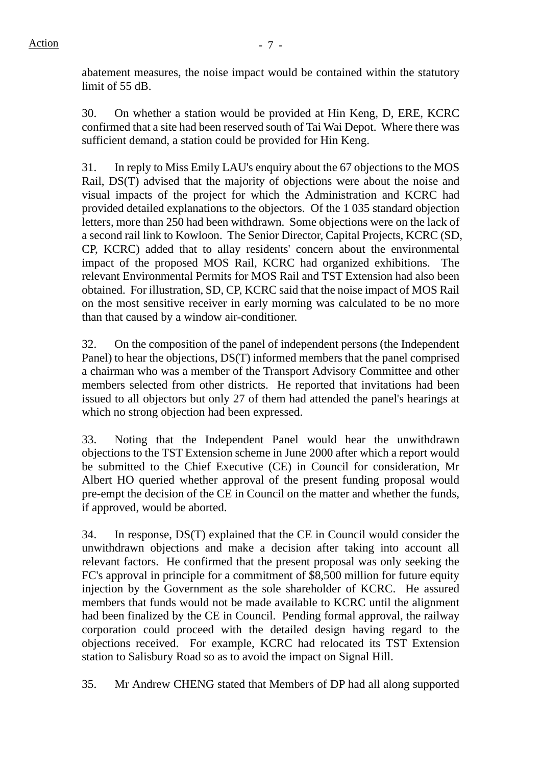abatement measures, the noise impact would be contained within the statutory limit of 55 dB.

30. On whether a station would be provided at Hin Keng, D, ERE, KCRC confirmed that a site had been reserved south of Tai Wai Depot. Where there was sufficient demand, a station could be provided for Hin Keng.

31. In reply to Miss Emily LAU's enquiry about the 67 objections to the MOS Rail, DS(T) advised that the majority of objections were about the noise and visual impacts of the project for which the Administration and KCRC had provided detailed explanations to the objectors. Of the 1 035 standard objection letters, more than 250 had been withdrawn. Some objections were on the lack of a second rail link to Kowloon. The Senior Director, Capital Projects, KCRC (SD, CP, KCRC) added that to allay residents' concern about the environmental impact of the proposed MOS Rail, KCRC had organized exhibitions. The relevant Environmental Permits for MOS Rail and TST Extension had also been obtained. For illustration, SD, CP, KCRC said that the noise impact of MOS Rail on the most sensitive receiver in early morning was calculated to be no more than that caused by a window air-conditioner.

32. On the composition of the panel of independent persons (the Independent Panel) to hear the objections, DS(T) informed members that the panel comprised a chairman who was a member of the Transport Advisory Committee and other members selected from other districts. He reported that invitations had been issued to all objectors but only 27 of them had attended the panel's hearings at which no strong objection had been expressed.

33. Noting that the Independent Panel would hear the unwithdrawn objections to the TST Extension scheme in June 2000 after which a report would be submitted to the Chief Executive (CE) in Council for consideration, Mr Albert HO queried whether approval of the present funding proposal would pre-empt the decision of the CE in Council on the matter and whether the funds, if approved, would be aborted.

34. In response, DS(T) explained that the CE in Council would consider the unwithdrawn objections and make a decision after taking into account all relevant factors. He confirmed that the present proposal was only seeking the FC's approval in principle for a commitment of $8,500 million for future equity injection by the Government as the sole shareholder of KCRC. He assured members that funds would not be made available to KCRC until the alignment had been finalized by the CE in Council. Pending formal approval, the railway corporation could proceed with the detailed design having regard to the objections received. For example, KCRC had relocated its TST Extension station to Salisbury Road so as to avoid the impact on Signal Hill.

35. Mr Andrew CHENG stated that Members of DP had all along supported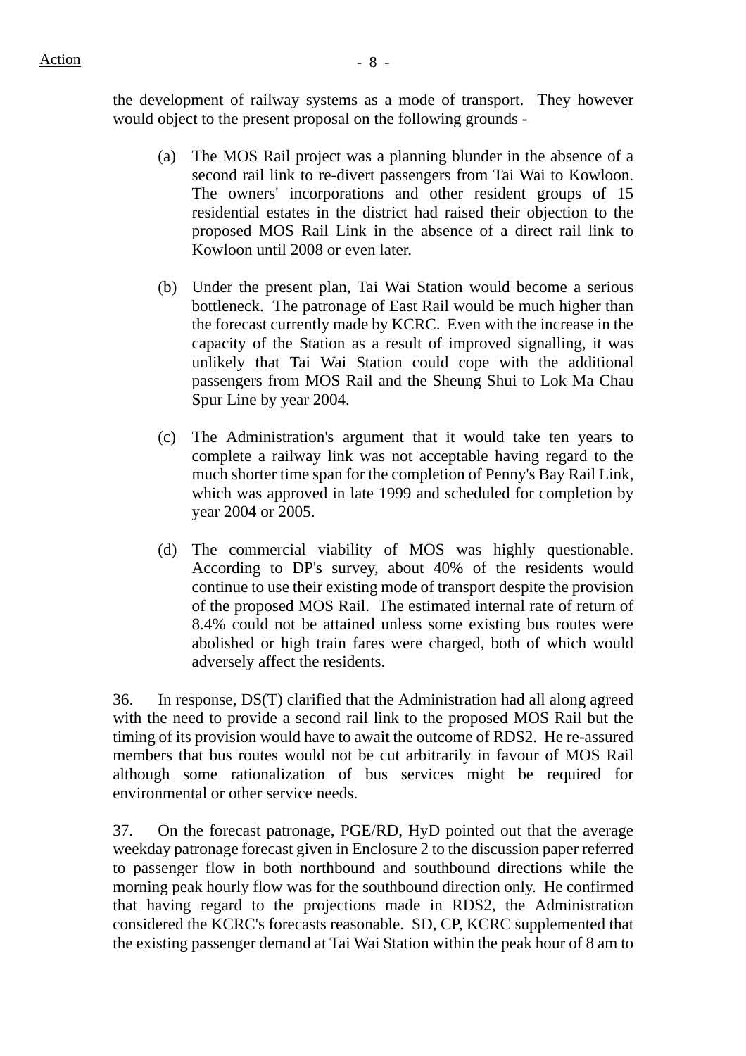the development of railway systems as a mode of transport. They however would object to the present proposal on the following grounds -

(a) The MOS Rail project was a planning blunder in the absence of a second rail link to re-divert passengers from Tai Wai to Kowloon. The owners' incorporations and other resident groups of 15 residential estates in the district had raised their objection to the proposed MOS Rail Link in the absence of a direct rail link to Kowloon until 2008 or even later.

(b) Under the present plan, Tai Wai Station would become a serious bottleneck. The patronage of East Rail would be much higher than the forecast currently made by KCRC. Even with the increase in the capacity of the Station as a result of improved signalling, it was unlikely that Tai Wai Station could cope with the additional passengers from MOS Rail and the Sheung Shui to Lok Ma Chau Spur Line by year 2004.

(c) The Administration's argument that it would take ten years to complete a railway link was not acceptable having regard to the much shorter time span for the completion of Penny's Bay Rail Link, which was approved in late 1999 and scheduled for completion by year 2004 or 2005.

(d) The commercial viability of MOS was highly questionable. According to DP's survey, about 40% of the residents would continue to use their existing mode of transport despite the provision of the proposed MOS Rail. The estimated internal rate of return of 8.4% could not be attained unless some existing bus routes were abolished or high train fares were charged, both of which would adversely affect the residents.

36. In response, DS(T) clarified that the Administration had all along agreed with the need to provide a second rail link to the proposed MOS Rail but the timing of its provision would have to await the outcome of RDS2. He re-assured members that bus routes would not be cut arbitrarily in favour of MOS Rail although some rationalization of bus services might be required for environmental or other service needs.

37. On the forecast patronage, PGE/RD, HyD pointed out that the average weekday patronage forecast given in Enclosure 2 to the discussion paper referred to passenger flow in both northbound and southbound directions while the morning peak hourly flow was for the southbound direction only. He confirmed that having regard to the projections made in RDS2, the Administration considered the KCRC's forecasts reasonable. SD, CP, KCRC supplemented that the existing passenger demand at Tai Wai Station within the peak hour of 8 am to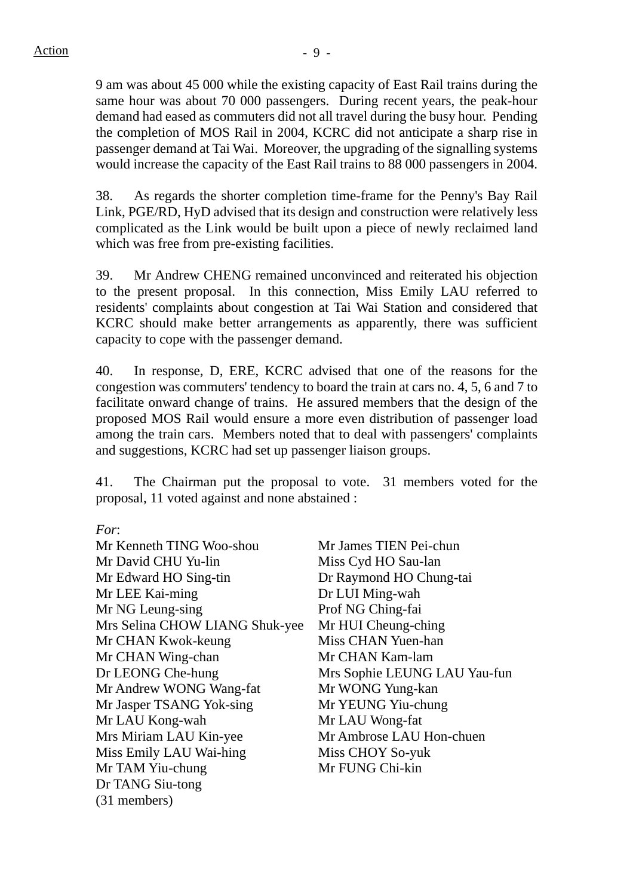9 am was about 45 000 while the existing capacity of East Rail trains during the same hour was about 70 000 passengers. During recent years, the peak-hour demand had eased as commuters did not all travel during the busy hour. Pending the completion of MOS Rail in 2004, KCRC did not anticipate a sharp rise in passenger demand at Tai Wai. Moreover, the upgrading of the signalling systems would increase the capacity of the East Rail trains to 88 000 passengers in 2004.

38. As regards the shorter completion time-frame for the Penny's Bay Rail Link, PGE/RD, HyD advised that its design and construction were relatively less complicated as the Link would be built upon a piece of newly reclaimed land which was free from pre-existing facilities.

39. Mr Andrew CHENG remained unconvinced and reiterated his objection to the present proposal. In this connection, Miss Emily LAU referred to residents' complaints about congestion at Tai Wai Station and considered that KCRC should make better arrangements as apparently, there was sufficient capacity to cope with the passenger demand.

40. In response, D, ERE, KCRC advised that one of the reasons for the congestion was commuters' tendency to board the train at cars no. 4, 5, 6 and 7 to facilitate onward change of trains. He assured members that the design of the proposed MOS Rail would ensure a more even distribution of passenger load among the train cars. Members noted that to deal with passengers' complaints and suggestions, KCRC had set up passenger liaison groups.

41. The Chairman put the proposal to vote. 31 members voted for the proposal, 11 voted against and none abstained :

*For*:

Mr Kenneth TING Woo-shou
Mr James TIEN Pei-chun
Mr David CHU Yu-lin
Miss Cyd HO Sau-lan
Mr Edward HO Sing-tin
Dr Raymond HO Chung-tai
Mr LEE Kai-ming
Dr LUI Ming-wah
Mr NG Leung-sing
Prof NG Ching-fai
Mrs Selina CHOW LIANG Shuk-yee
Mr HUI Cheung-ching
Mr CHAN Kwok-keung
Miss CHAN Yuen-han
Mr CHAN Wing-chan
Mr CHAN Kam-lam
Dr LEONG Che-hung
Mrs Sophie LEUNG LAU Yau-fun
Mr Andrew WONG Wang-fat
Mr WONG Yung-kan
Mr Jasper TSANG Yok-sing
Mr YEUNG Yiu-chung
Mr LAU Kong-wah
Mr LAU Wong-fat
Mrs Miriam LAU Kin-yee
Mr Ambrose LAU Hon-chuen
Miss Emily LAU Wai-hing
Miss CHOY So-yuk
Mr TAM Yiu-chung
Mr FUNG Chi-kin
Dr TANG Siu-tong
(31 members)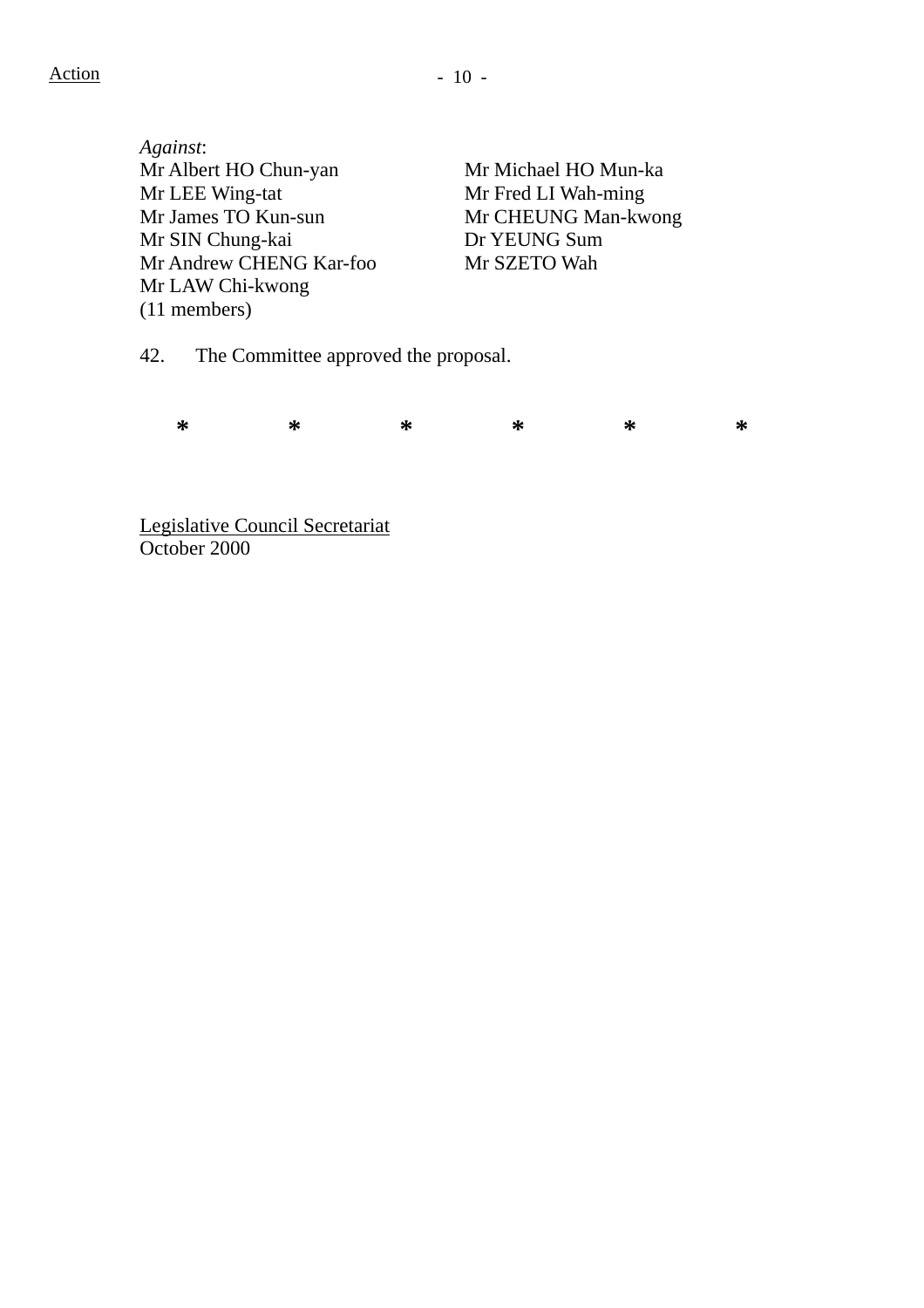*Against*:

| | |
|---|---|
| Mr Albert HO Chun-yan | Mr Michael HO Mun-ka |
| Mr LEE Wing-tat | Mr Fred LI Wah-ming |
| Mr James TO Kun-sun | Mr CHEUNG Man-kwong |
| Mr SIN Chung-kai | Dr YEUNG Sum |
| Mr Andrew CHENG Kar-foo | Mr SZETO Wah |
| Mr LAW Chi-kwong | |

(11 members)

42. The Committee approved the proposal.

\*　　\*　　\*　　\*　　\*　　\*

Legislative Council Secretariat
October 2000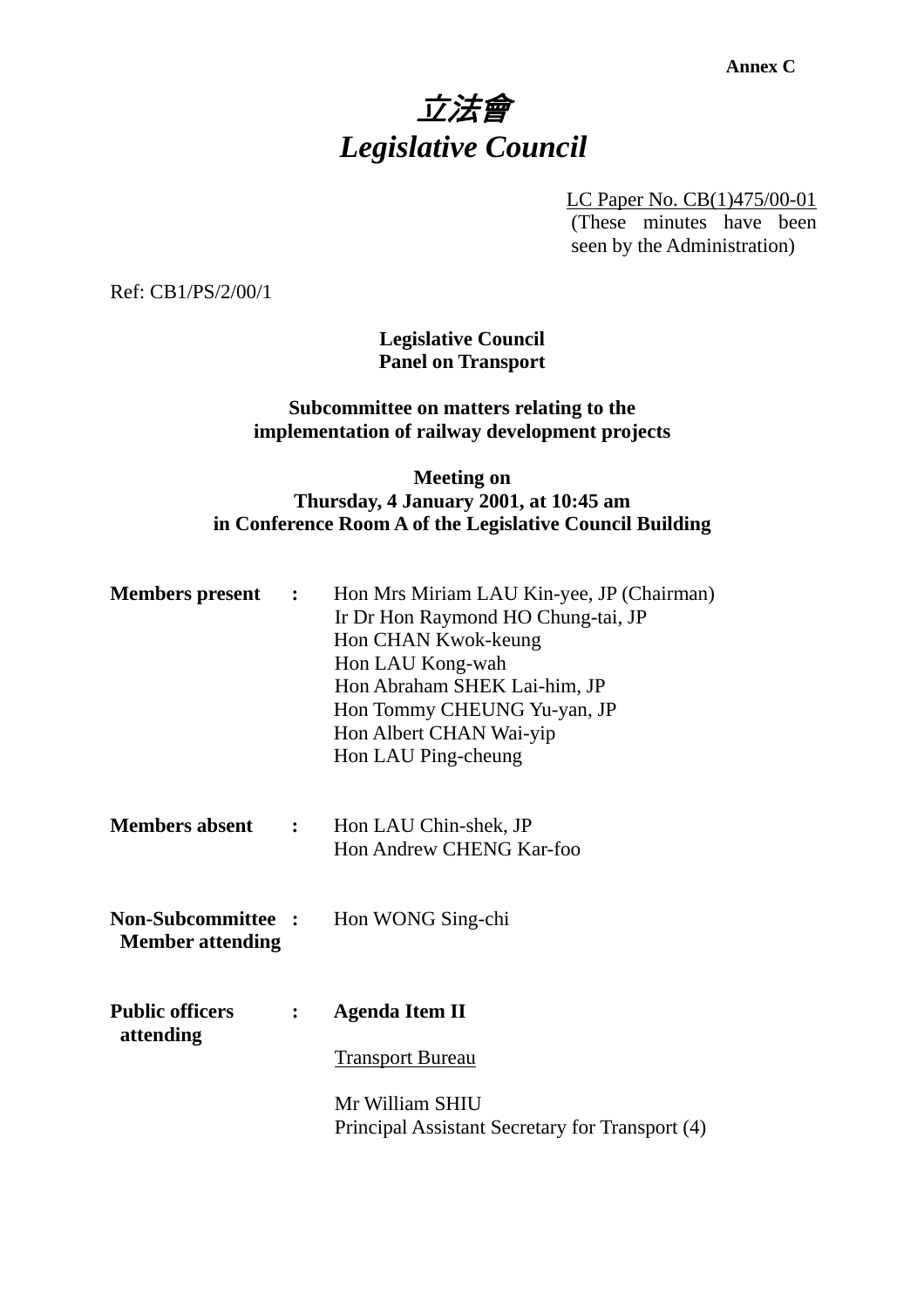**Annex C**

# *立法會*
# *Legislative Council*

LC Paper No. CB(1)475/00-01
(These minutes have been seen by the Administration)

Ref: CB1/PS/2/00/1

**Legislative Council**
**Panel on Transport**

**Subcommittee on matters relating to the implementation of railway development projects**

**Meeting on**
**Thursday, 4 January 2001, at 10:45 am**
**in Conference Room A of the Legislative Council Building**

**Members present :**
Hon Mrs Miriam LAU Kin-yee, JP (Chairman)
Ir Dr Hon Raymond HO Chung-tai, JP
Hon CHAN Kwok-keung
Hon LAU Kong-wah
Hon Abraham SHEK Lai-him, JP
Hon Tommy CHEUNG Yu-yan, JP
Hon Albert CHAN Wai-yip
Hon LAU Ping-cheung

**Members absent :**
Hon LAU Chin-shek, JP
Hon Andrew CHENG Kar-foo

**Non-Subcommittee Member attending :**
Hon WONG Sing-chi

**Public officers attending :**
**Agenda Item II**

Transport Bureau

Mr William SHIU
Principal Assistant Secretary for Transport (4)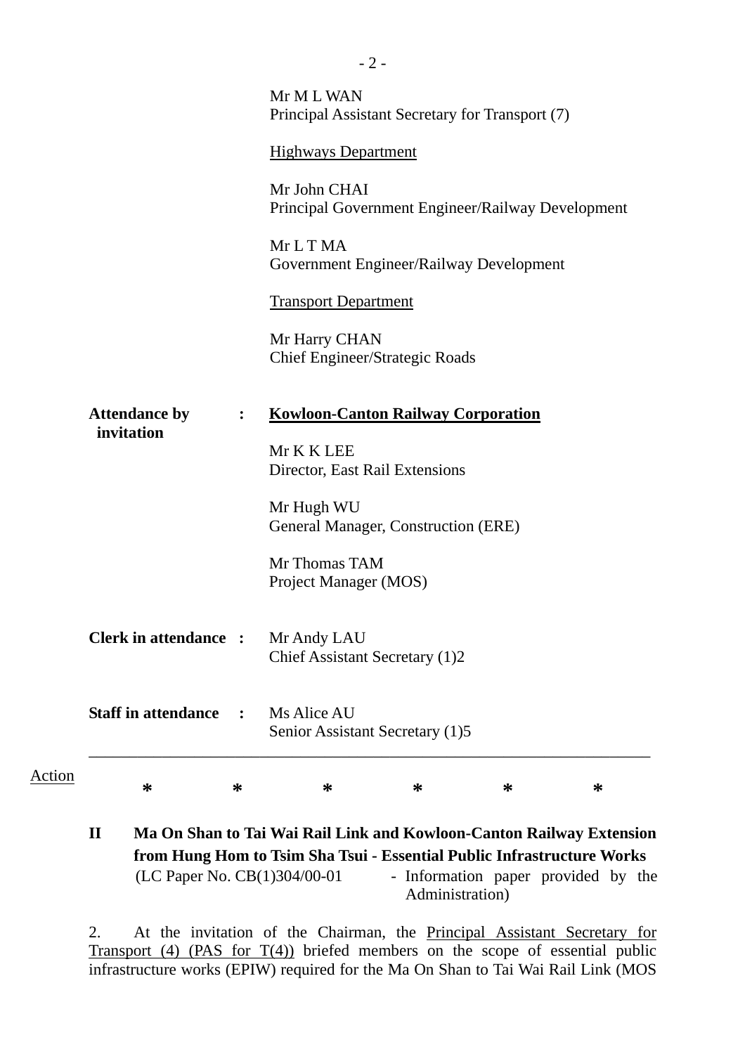Mr M L WAN
Principal Assistant Secretary for Transport (7)

Highways Department

Mr John CHAI
Principal Government Engineer/Railway Development

Mr L T MA
Government Engineer/Railway Development

Transport Department

Mr Harry CHAN
Chief Engineer/Strategic Roads

**Attendance by invitation :** **Kowloon-Canton Railway Corporation**

Mr K K LEE
Director, East Rail Extensions

Mr Hugh WU
General Manager, Construction (ERE)

Mr Thomas TAM
Project Manager (MOS)

**Clerk in attendance :** Mr Andy LAU
Chief Assistant Secretary (1)2

**Staff in attendance :** Ms Alice AU
Senior Assistant Secretary (1)5

---

Action

\* \* \* \* \* \*

**II Ma On Shan to Tai Wai Rail Link and Kowloon-Canton Railway Extension from Hung Hom to Tsim Sha Tsui - Essential Public Infrastructure Works**

(LC Paper No. CB(1)304/00-01 - Information paper provided by the Administration)

2. At the invitation of the Chairman, the Principal Assistant Secretary for Transport (4) (PAS for T(4)) briefed members on the scope of essential public infrastructure works (EPIW) required for the Ma On Shan to Tai Wai Rail Link (MOS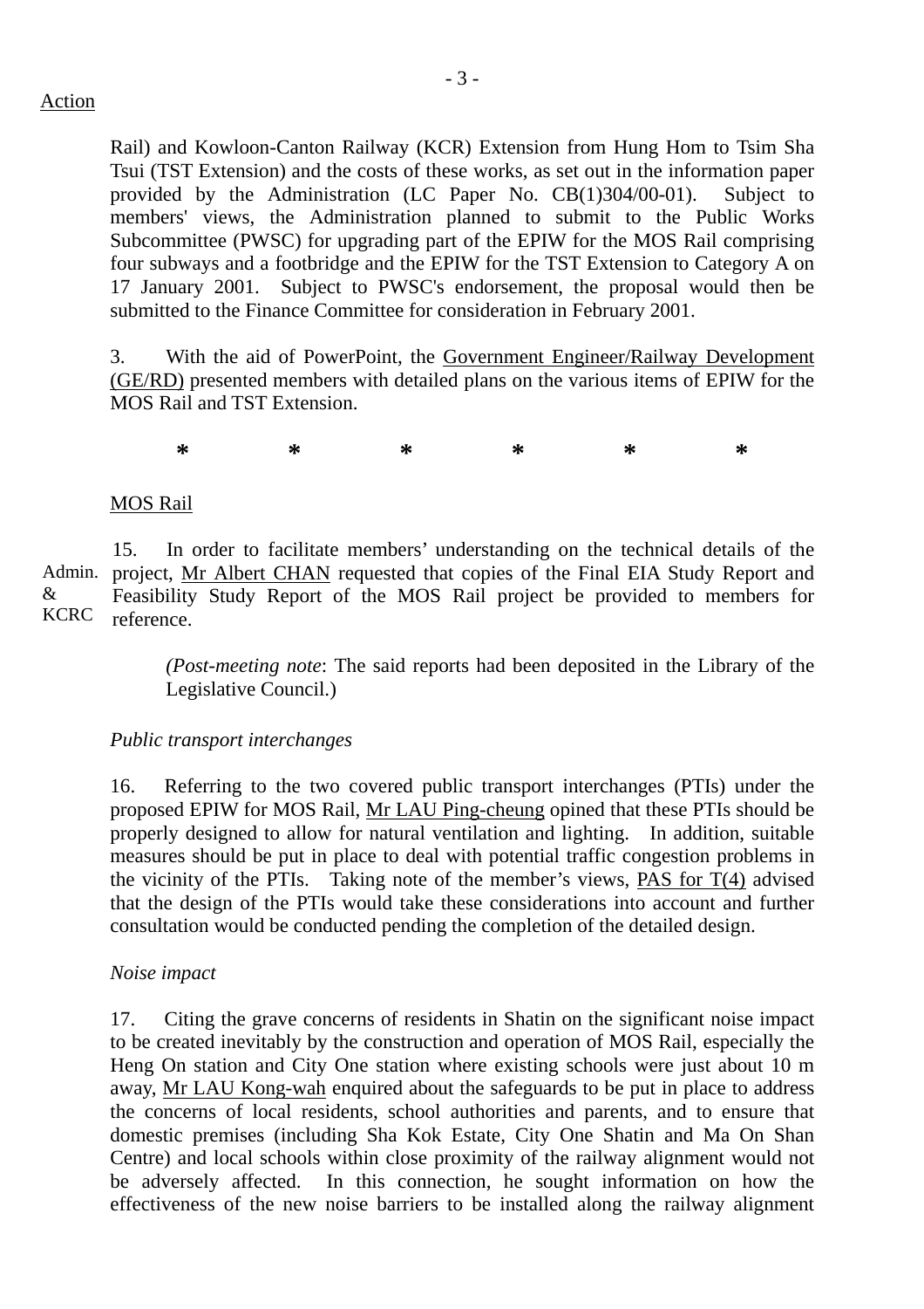Action

Rail) and Kowloon-Canton Railway (KCR) Extension from Hung Hom to Tsim Sha Tsui (TST Extension) and the costs of these works, as set out in the information paper provided by the Administration (LC Paper No. CB(1)304/00-01). Subject to members' views, the Administration planned to submit to the Public Works Subcommittee (PWSC) for upgrading part of the EPIW for the MOS Rail comprising four subways and a footbridge and the EPIW for the TST Extension to Category A on 17 January 2001. Subject to PWSC's endorsement, the proposal would then be submitted to the Finance Committee for consideration in February 2001.

3. With the aid of PowerPoint, the Government Engineer/Railway Development (GE/RD) presented members with detailed plans on the various items of EPIW for the MOS Rail and TST Extension.

\* \* \* \* \* \*

MOS Rail

Admin. & KCRC

15. In order to facilitate members' understanding on the technical details of the project, Mr Albert CHAN requested that copies of the Final EIA Study Report and Feasibility Study Report of the MOS Rail project be provided to members for reference.

> (*Post-meeting note*: The said reports had been deposited in the Library of the Legislative Council.)

*Public transport interchanges*

16. Referring to the two covered public transport interchanges (PTIs) under the proposed EPIW for MOS Rail, Mr LAU Ping-cheung opined that these PTIs should be properly designed to allow for natural ventilation and lighting. In addition, suitable measures should be put in place to deal with potential traffic congestion problems in the vicinity of the PTIs. Taking note of the member's views, PAS for T(4) advised that the design of the PTIs would take these considerations into account and further consultation would be conducted pending the completion of the detailed design.

*Noise impact*

17. Citing the grave concerns of residents in Shatin on the significant noise impact to be created inevitably by the construction and operation of MOS Rail, especially the Heng On station and City One station where existing schools were just about 10 m away, Mr LAU Kong-wah enquired about the safeguards to be put in place to address the concerns of local residents, school authorities and parents, and to ensure that domestic premises (including Sha Kok Estate, City One Shatin and Ma On Shan Centre) and local schools within close proximity of the railway alignment would not be adversely affected. In this connection, he sought information on how the effectiveness of the new noise barriers to be installed along the railway alignment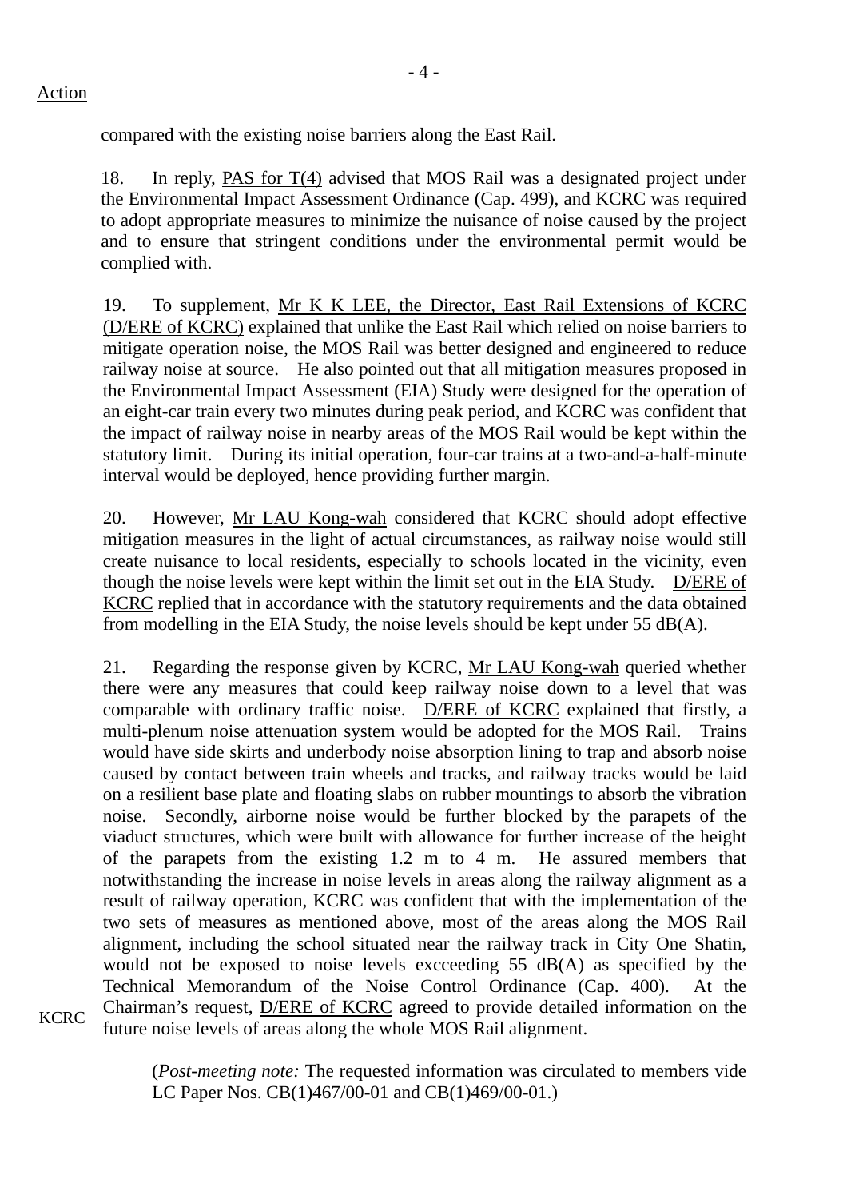Action

compared with the existing noise barriers along the East Rail.

18. In reply, PAS for T(4) advised that MOS Rail was a designated project under the Environmental Impact Assessment Ordinance (Cap. 499), and KCRC was required to adopt appropriate measures to minimize the nuisance of noise caused by the project and to ensure that stringent conditions under the environmental permit would be complied with.

19. To supplement, Mr K K LEE, the Director, East Rail Extensions of KCRC (D/ERE of KCRC) explained that unlike the East Rail which relied on noise barriers to mitigate operation noise, the MOS Rail was better designed and engineered to reduce railway noise at source. He also pointed out that all mitigation measures proposed in the Environmental Impact Assessment (EIA) Study were designed for the operation of an eight-car train every two minutes during peak period, and KCRC was confident that the impact of railway noise in nearby areas of the MOS Rail would be kept within the statutory limit. During its initial operation, four-car trains at a two-and-a-half-minute interval would be deployed, hence providing further margin.

20. However, Mr LAU Kong-wah considered that KCRC should adopt effective mitigation measures in the light of actual circumstances, as railway noise would still create nuisance to local residents, especially to schools located in the vicinity, even though the noise levels were kept within the limit set out in the EIA Study. D/ERE of KCRC replied that in accordance with the statutory requirements and the data obtained from modelling in the EIA Study, the noise levels should be kept under 55 dB(A).

21. Regarding the response given by KCRC, Mr LAU Kong-wah queried whether there were any measures that could keep railway noise down to a level that was comparable with ordinary traffic noise. D/ERE of KCRC explained that firstly, a multi-plenum noise attenuation system would be adopted for the MOS Rail. Trains would have side skirts and underbody noise absorption lining to trap and absorb noise caused by contact between train wheels and tracks, and railway tracks would be laid on a resilient base plate and floating slabs on rubber mountings to absorb the vibration noise. Secondly, airborne noise would be further blocked by the parapets of the viaduct structures, which were built with allowance for further increase of the height of the parapets from the existing 1.2 m to 4 m. He assured members that notwithstanding the increase in noise levels in areas along the railway alignment as a result of railway operation, KCRC was confident that with the implementation of the two sets of measures as mentioned above, most of the areas along the MOS Rail alignment, including the school situated near the railway track in City One Shatin, would not be exposed to noise levels excceeding 55 dB(A) as specified by the Technical Memorandum of the Noise Control Ordinance (Cap. 400). At the Chairman's request, D/ERE of KCRC agreed to provide detailed information on the future noise levels of areas along the whole MOS Rail alignment.

KCRC

(*Post-meeting note:* The requested information was circulated to members vide LC Paper Nos. CB(1)467/00-01 and CB(1)469/00-01.)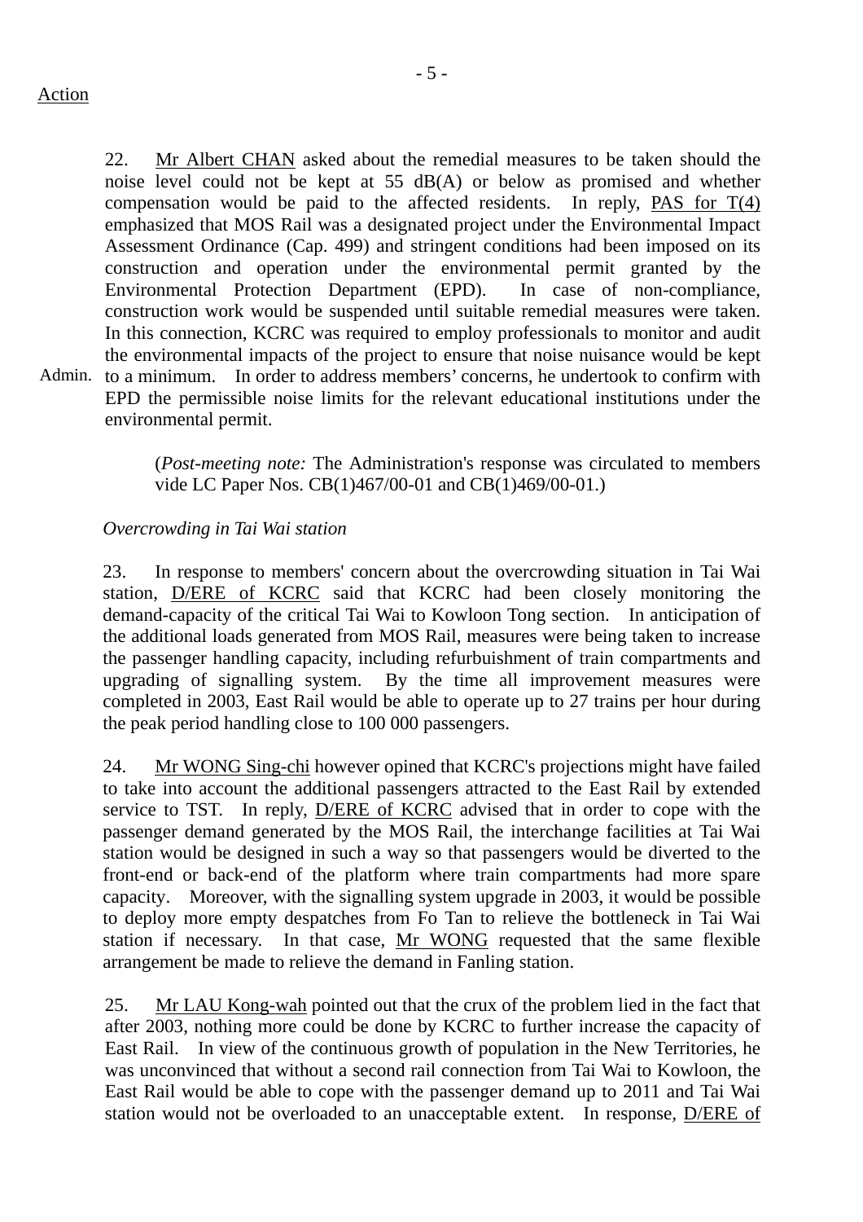Action

22. Mr Albert CHAN asked about the remedial measures to be taken should the noise level could not be kept at 55 dB(A) or below as promised and whether compensation would be paid to the affected residents. In reply, PAS for T(4) emphasized that MOS Rail was a designated project under the Environmental Impact Assessment Ordinance (Cap. 499) and stringent conditions had been imposed on its construction and operation under the environmental permit granted by the Environmental Protection Department (EPD). In case of non-compliance, construction work would be suspended until suitable remedial measures were taken. In this connection, KCRC was required to employ professionals to monitor and audit the environmental impacts of the project to ensure that noise nuisance would be kept to a minimum. In order to address members' concerns, he undertook to confirm with EPD the permissible noise limits for the relevant educational institutions under the environmental permit.

Admin.

(*Post-meeting note:* The Administration's response was circulated to members vide LC Paper Nos. CB(1)467/00-01 and CB(1)469/00-01.)

*Overcrowding in Tai Wai station*

23. In response to members' concern about the overcrowding situation in Tai Wai station, D/ERE of KCRC said that KCRC had been closely monitoring the demand-capacity of the critical Tai Wai to Kowloon Tong section. In anticipation of the additional loads generated from MOS Rail, measures were being taken to increase the passenger handling capacity, including refurbishment of train compartments and upgrading of signalling system. By the time all improvement measures were completed in 2003, East Rail would be able to operate up to 27 trains per hour during the peak period handling close to 100 000 passengers.

24. Mr WONG Sing-chi however opined that KCRC's projections might have failed to take into account the additional passengers attracted to the East Rail by extended service to TST. In reply, D/ERE of KCRC advised that in order to cope with the passenger demand generated by the MOS Rail, the interchange facilities at Tai Wai station would be designed in such a way so that passengers would be diverted to the front-end or back-end of the platform where train compartments had more spare capacity. Moreover, with the signalling system upgrade in 2003, it would be possible to deploy more empty despatches from Fo Tan to relieve the bottleneck in Tai Wai station if necessary. In that case, Mr WONG requested that the same flexible arrangement be made to relieve the demand in Fanling station.

25. Mr LAU Kong-wah pointed out that the crux of the problem lied in the fact that after 2003, nothing more could be done by KCRC to further increase the capacity of East Rail. In view of the continuous growth of population in the New Territories, he was unconvinced that without a second rail connection from Tai Wai to Kowloon, the East Rail would be able to cope with the passenger demand up to 2011 and Tai Wai station would not be overloaded to an unacceptable extent. In response, D/ERE of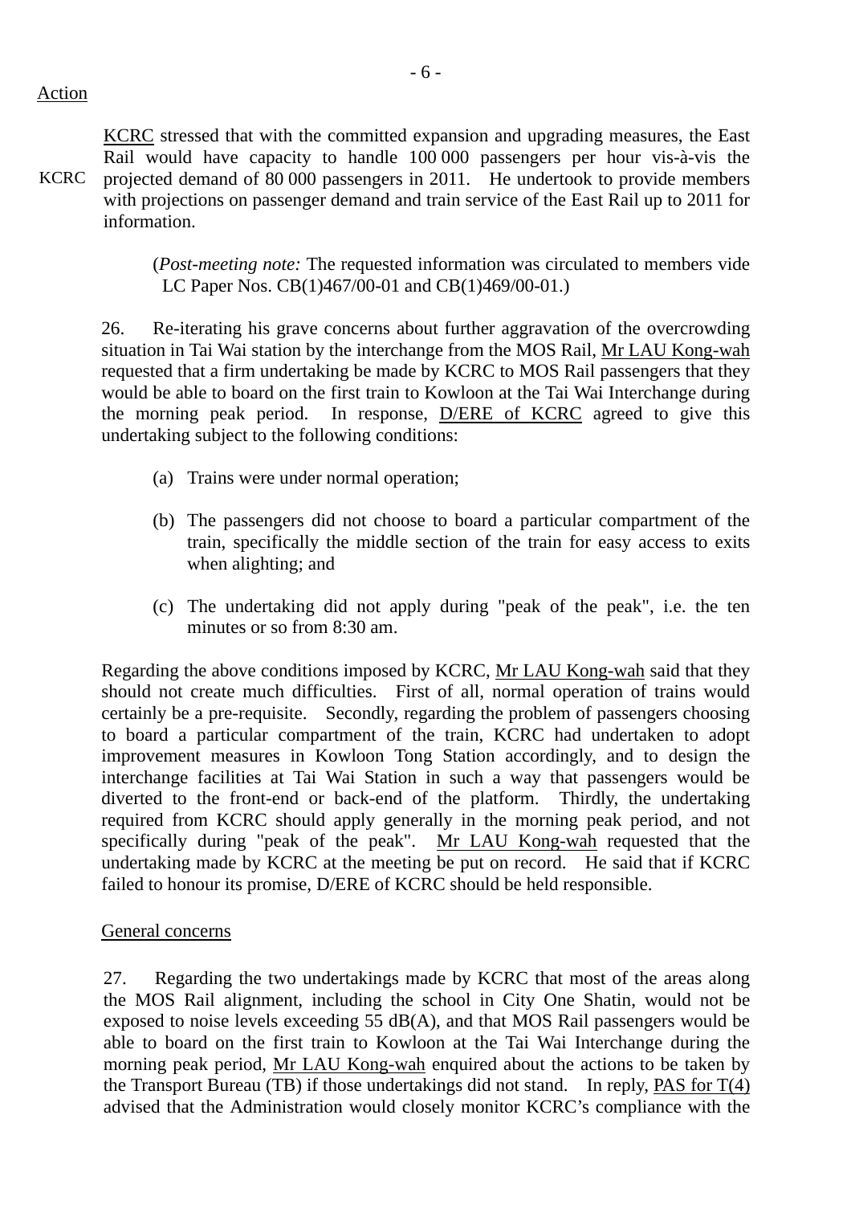Action

KCRC stressed that with the committed expansion and upgrading measures, the East Rail would have capacity to handle 100 000 passengers per hour vis-à-vis the projected demand of 80 000 passengers in 2011. He undertook to provide members with projections on passenger demand and train service of the East Rail up to 2011 for information.

KCRC

(*Post-meeting note:* The requested information was circulated to members vide LC Paper Nos. CB(1)467/00-01 and CB(1)469/00-01.)

26. Re-iterating his grave concerns about further aggravation of the overcrowding situation in Tai Wai station by the interchange from the MOS Rail, Mr LAU Kong-wah requested that a firm undertaking be made by KCRC to MOS Rail passengers that they would be able to board on the first train to Kowloon at the Tai Wai Interchange during the morning peak period. In response, D/ERE of KCRC agreed to give this undertaking subject to the following conditions:

(a) Trains were under normal operation;

(b) The passengers did not choose to board a particular compartment of the train, specifically the middle section of the train for easy access to exits when alighting; and

(c) The undertaking did not apply during "peak of the peak", i.e. the ten minutes or so from 8:30 am.

Regarding the above conditions imposed by KCRC, Mr LAU Kong-wah said that they should not create much difficulties. First of all, normal operation of trains would certainly be a pre-requisite. Secondly, regarding the problem of passengers choosing to board a particular compartment of the train, KCRC had undertaken to adopt improvement measures in Kowloon Tong Station accordingly, and to design the interchange facilities at Tai Wai Station in such a way that passengers would be diverted to the front-end or back-end of the platform. Thirdly, the undertaking required from KCRC should apply generally in the morning peak period, and not specifically during "peak of the peak". Mr LAU Kong-wah requested that the undertaking made by KCRC at the meeting be put on record. He said that if KCRC failed to honour its promise, D/ERE of KCRC should be held responsible.

General concerns

27. Regarding the two undertakings made by KCRC that most of the areas along the MOS Rail alignment, including the school in City One Shatin, would not be exposed to noise levels exceeding 55 dB(A), and that MOS Rail passengers would be able to board on the first train to Kowloon at the Tai Wai Interchange during the morning peak period, Mr LAU Kong-wah enquired about the actions to be taken by the Transport Bureau (TB) if those undertakings did not stand. In reply, PAS for T(4) advised that the Administration would closely monitor KCRC's compliance with the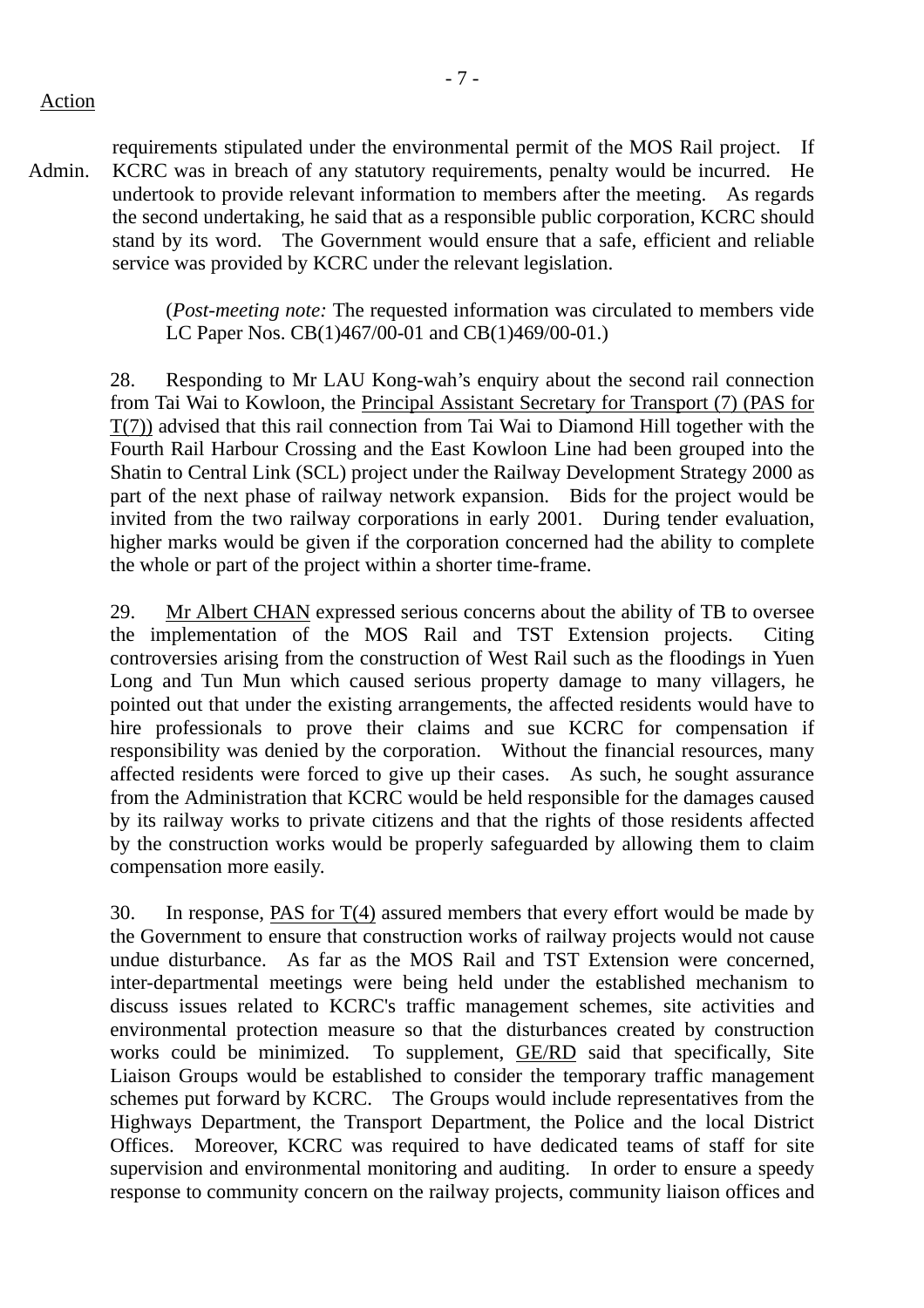Action

requirements stipulated under the environmental permit of the MOS Rail project. If KCRC was in breach of any statutory requirements, penalty would be incurred. He undertook to provide relevant information to members after the meeting. As regards the second undertaking, he said that as a responsible public corporation, KCRC should stand by its word. The Government would ensure that a safe, efficient and reliable service was provided by KCRC under the relevant legislation.

Admin.

(*Post-meeting note:* The requested information was circulated to members vide LC Paper Nos. CB(1)467/00-01 and CB(1)469/00-01.)

28. Responding to Mr LAU Kong-wah's enquiry about the second rail connection from Tai Wai to Kowloon, the Principal Assistant Secretary for Transport (7) (PAS for T(7)) advised that this rail connection from Tai Wai to Diamond Hill together with the Fourth Rail Harbour Crossing and the East Kowloon Line had been grouped into the Shatin to Central Link (SCL) project under the Railway Development Strategy 2000 as part of the next phase of railway network expansion. Bids for the project would be invited from the two railway corporations in early 2001. During tender evaluation, higher marks would be given if the corporation concerned had the ability to complete the whole or part of the project within a shorter time-frame.

29. Mr Albert CHAN expressed serious concerns about the ability of TB to oversee the implementation of the MOS Rail and TST Extension projects. Citing controversies arising from the construction of West Rail such as the floodings in Yuen Long and Tun Mun which caused serious property damage to many villagers, he pointed out that under the existing arrangements, the affected residents would have to hire professionals to prove their claims and sue KCRC for compensation if responsibility was denied by the corporation. Without the financial resources, many affected residents were forced to give up their cases. As such, he sought assurance from the Administration that KCRC would be held responsible for the damages caused by its railway works to private citizens and that the rights of those residents affected by the construction works would be properly safeguarded by allowing them to claim compensation more easily.

30. In response, PAS for T(4) assured members that every effort would be made by the Government to ensure that construction works of railway projects would not cause undue disturbance. As far as the MOS Rail and TST Extension were concerned, inter-departmental meetings were being held under the established mechanism to discuss issues related to KCRC's traffic management schemes, site activities and environmental protection measure so that the disturbances created by construction works could be minimized. To supplement, GE/RD said that specifically, Site Liaison Groups would be established to consider the temporary traffic management schemes put forward by KCRC. The Groups would include representatives from the Highways Department, the Transport Department, the Police and the local District Offices. Moreover, KCRC was required to have dedicated teams of staff for site supervision and environmental monitoring and auditing. In order to ensure a speedy response to community concern on the railway projects, community liaison offices and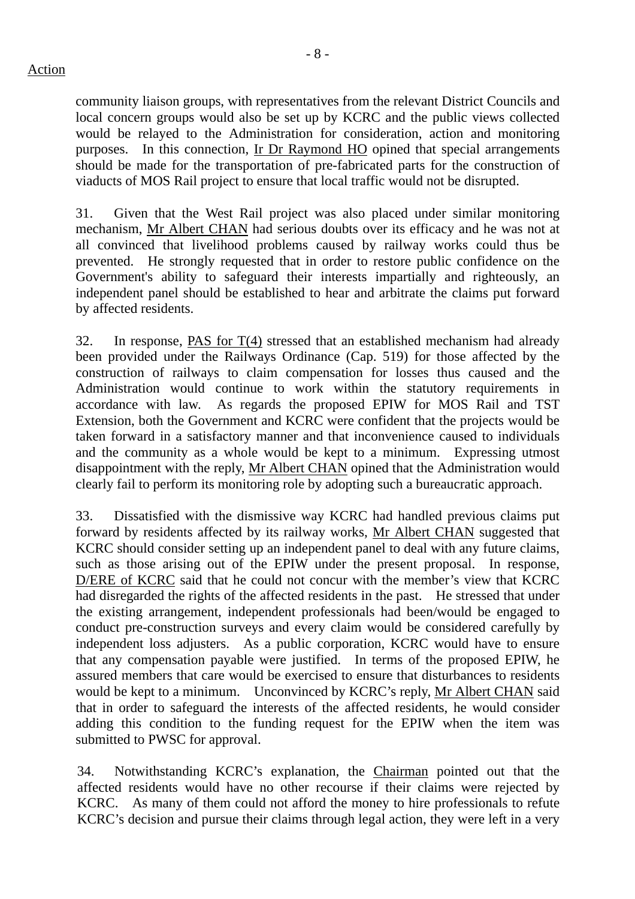Action

community liaison groups, with representatives from the relevant District Councils and local concern groups would also be set up by KCRC and the public views collected would be relayed to the Administration for consideration, action and monitoring purposes. In this connection, Ir Dr Raymond HO opined that special arrangements should be made for the transportation of pre-fabricated parts for the construction of viaducts of MOS Rail project to ensure that local traffic would not be disrupted.

31. Given that the West Rail project was also placed under similar monitoring mechanism, Mr Albert CHAN had serious doubts over its efficacy and he was not at all convinced that livelihood problems caused by railway works could thus be prevented. He strongly requested that in order to restore public confidence on the Government's ability to safeguard their interests impartially and righteously, an independent panel should be established to hear and arbitrate the claims put forward by affected residents.

32. In response, PAS for T(4) stressed that an established mechanism had already been provided under the Railways Ordinance (Cap. 519) for those affected by the construction of railways to claim compensation for losses thus caused and the Administration would continue to work within the statutory requirements in accordance with law. As regards the proposed EPIW for MOS Rail and TST Extension, both the Government and KCRC were confident that the projects would be taken forward in a satisfactory manner and that inconvenience caused to individuals and the community as a whole would be kept to a minimum. Expressing utmost disappointment with the reply, Mr Albert CHAN opined that the Administration would clearly fail to perform its monitoring role by adopting such a bureaucratic approach.

33. Dissatisfied with the dismissive way KCRC had handled previous claims put forward by residents affected by its railway works, Mr Albert CHAN suggested that KCRC should consider setting up an independent panel to deal with any future claims, such as those arising out of the EPIW under the present proposal. In response, D/ERE of KCRC said that he could not concur with the member's view that KCRC had disregarded the rights of the affected residents in the past. He stressed that under the existing arrangement, independent professionals had been/would be engaged to conduct pre-construction surveys and every claim would be considered carefully by independent loss adjusters. As a public corporation, KCRC would have to ensure that any compensation payable were justified. In terms of the proposed EPIW, he assured members that care would be exercised to ensure that disturbances to residents would be kept to a minimum. Unconvinced by KCRC's reply, Mr Albert CHAN said that in order to safeguard the interests of the affected residents, he would consider adding this condition to the funding request for the EPIW when the item was submitted to PWSC for approval.

34. Notwithstanding KCRC's explanation, the Chairman pointed out that the affected residents would have no other recourse if their claims were rejected by KCRC. As many of them could not afford the money to hire professionals to refute KCRC's decision and pursue their claims through legal action, they were left in a very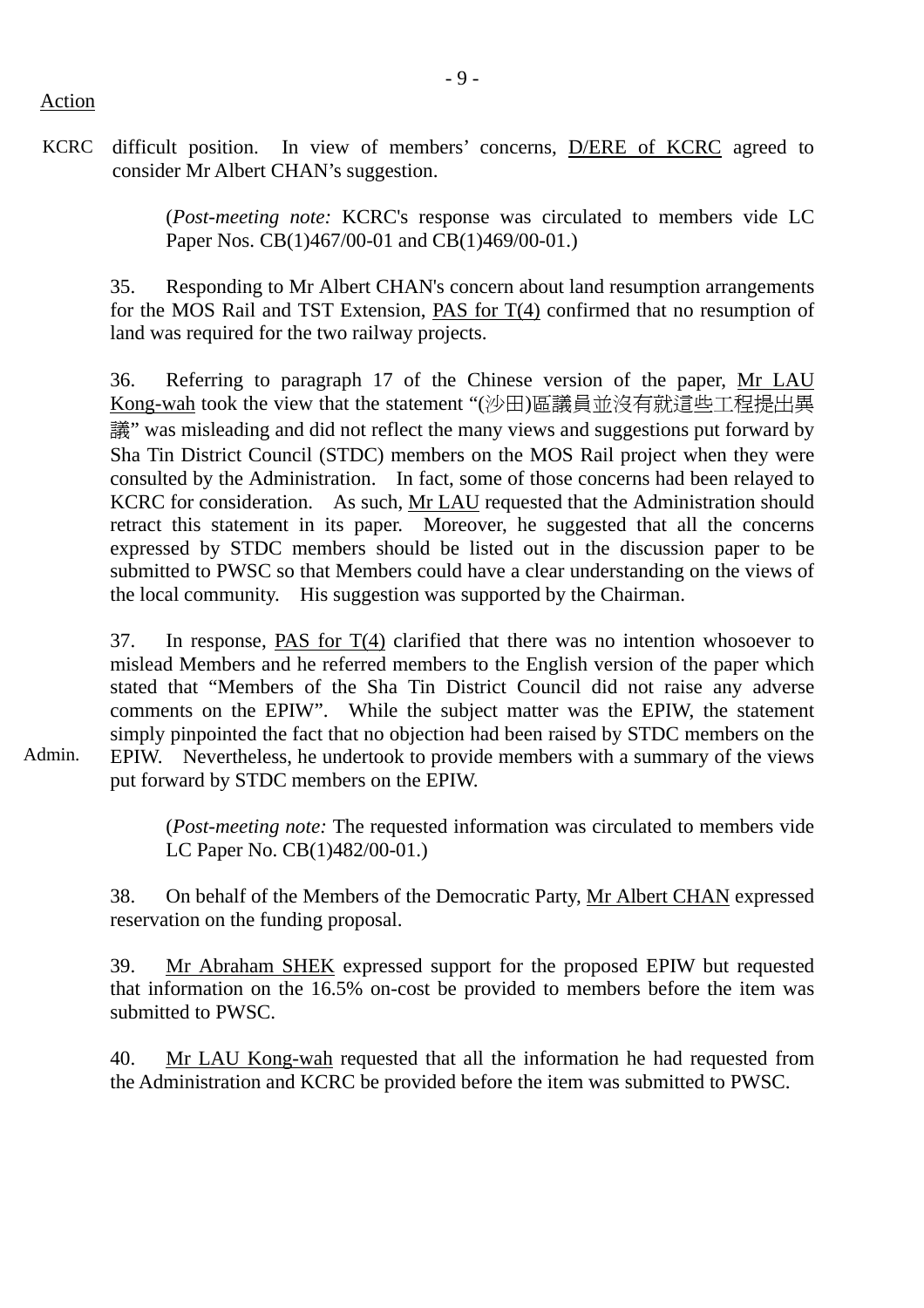Action

KCRC difficult position. In view of members' concerns, D/ERE of KCRC agreed to consider Mr Albert CHAN's suggestion.

(*Post-meeting note:* KCRC's response was circulated to members vide LC Paper Nos. CB(1)467/00-01 and CB(1)469/00-01.)

35. Responding to Mr Albert CHAN's concern about land resumption arrangements for the MOS Rail and TST Extension, PAS for T(4) confirmed that no resumption of land was required for the two railway projects.

36. Referring to paragraph 17 of the Chinese version of the paper, Mr LAU Kong-wah took the view that the statement "(沙田)區議員並沒有就這些工程提出異議" was misleading and did not reflect the many views and suggestions put forward by Sha Tin District Council (STDC) members on the MOS Rail project when they were consulted by the Administration. In fact, some of those concerns had been relayed to KCRC for consideration. As such, Mr LAU requested that the Administration should retract this statement in its paper. Moreover, he suggested that all the concerns expressed by STDC members should be listed out in the discussion paper to be submitted to PWSC so that Members could have a clear understanding on the views of the local community. His suggestion was supported by the Chairman.

37. In response, PAS for T(4) clarified that there was no intention whosoever to mislead Members and he referred members to the English version of the paper which stated that "Members of the Sha Tin District Council did not raise any adverse comments on the EPIW". While the subject matter was the EPIW, the statement simply pinpointed the fact that no objection had been raised by STDC members on the EPIW. Nevertheless, he undertook to provide members with a summary of the views put forward by STDC members on the EPIW. — Admin.

(*Post-meeting note:* The requested information was circulated to members vide LC Paper No. CB(1)482/00-01.)

38. On behalf of the Members of the Democratic Party, Mr Albert CHAN expressed reservation on the funding proposal.

39. Mr Abraham SHEK expressed support for the proposed EPIW but requested that information on the 16.5% on-cost be provided to members before the item was submitted to PWSC.

40. Mr LAU Kong-wah requested that all the information he had requested from the Administration and KCRC be provided before the item was submitted to PWSC.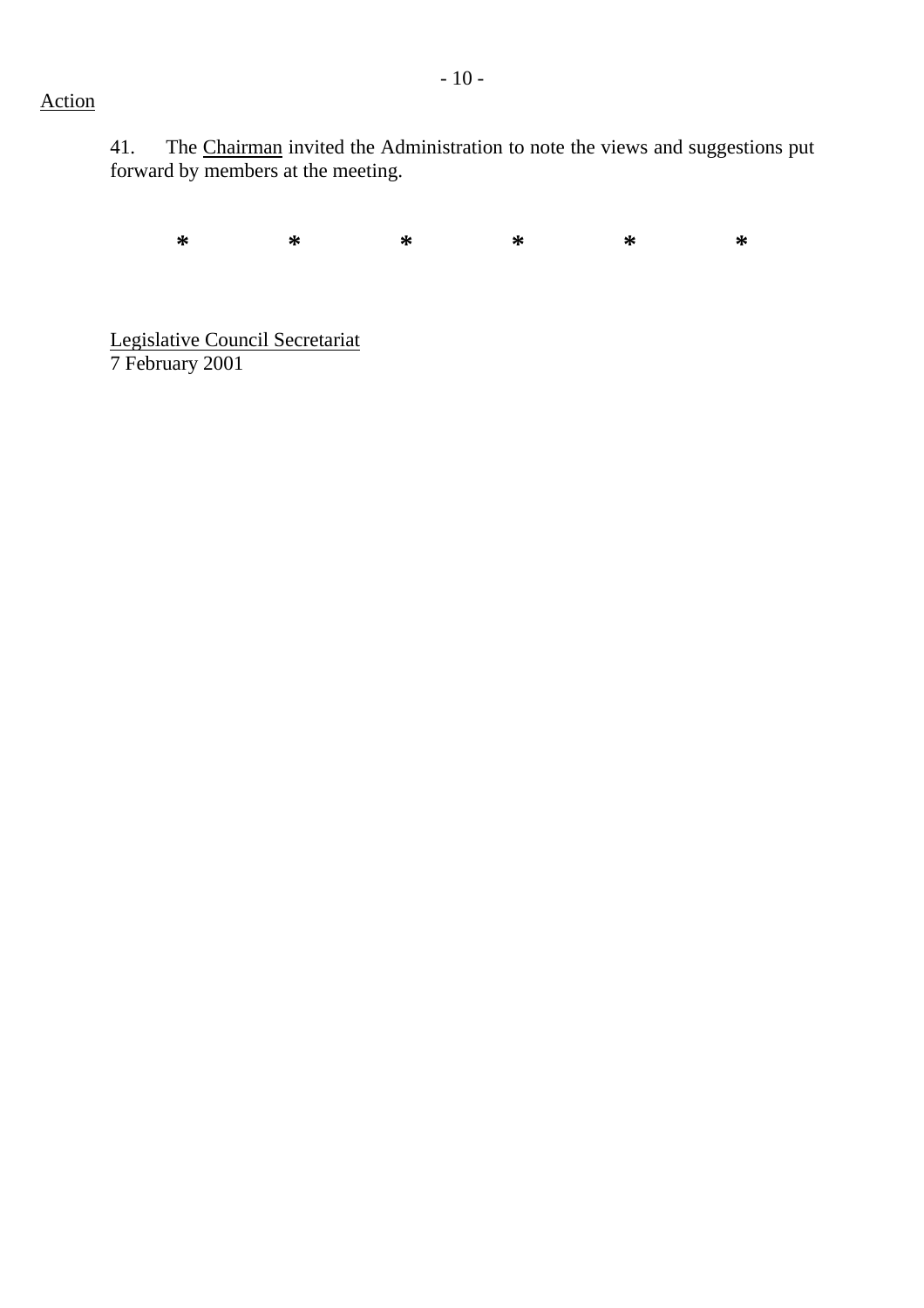Action

41. The Chairman invited the Administration to note the views and suggestions put forward by members at the meeting.

\* \* \* \* \* \*

Legislative Council Secretariat
7 February 2001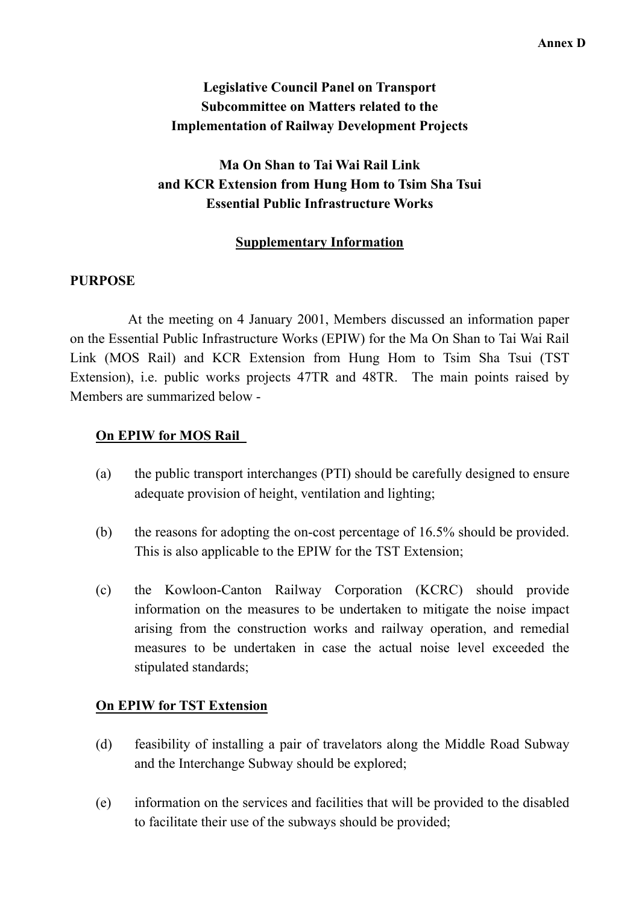**Annex D**

**Legislative Council Panel on Transport**
**Subcommittee on Matters related to the**
**Implementation of Railway Development Projects**

**Ma On Shan to Tai Wai Rail Link**
**and KCR Extension from Hung Hom to Tsim Sha Tsui**
**Essential Public Infrastructure Works**

**Supplementary Information**

## PURPOSE

At the meeting on 4 January 2001, Members discussed an information paper on the Essential Public Infrastructure Works (EPIW) for the Ma On Shan to Tai Wai Rail Link (MOS Rail) and KCR Extension from Hung Hom to Tsim Sha Tsui (TST Extension), i.e. public works projects 47TR and 48TR. The main points raised by Members are summarized below -

**On EPIW for MOS Rail**

(a) the public transport interchanges (PTI) should be carefully designed to ensure adequate provision of height, ventilation and lighting;

(b) the reasons for adopting the on-cost percentage of 16.5% should be provided. This is also applicable to the EPIW for the TST Extension;

(c) the Kowloon-Canton Railway Corporation (KCRC) should provide information on the measures to be undertaken to mitigate the noise impact arising from the construction works and railway operation, and remedial measures to be undertaken in case the actual noise level exceeded the stipulated standards;

**On EPIW for TST Extension**

(d) feasibility of installing a pair of travelators along the Middle Road Subway and the Interchange Subway should be explored;

(e) information on the services and facilities that will be provided to the disabled to facilitate their use of the subways should be provided;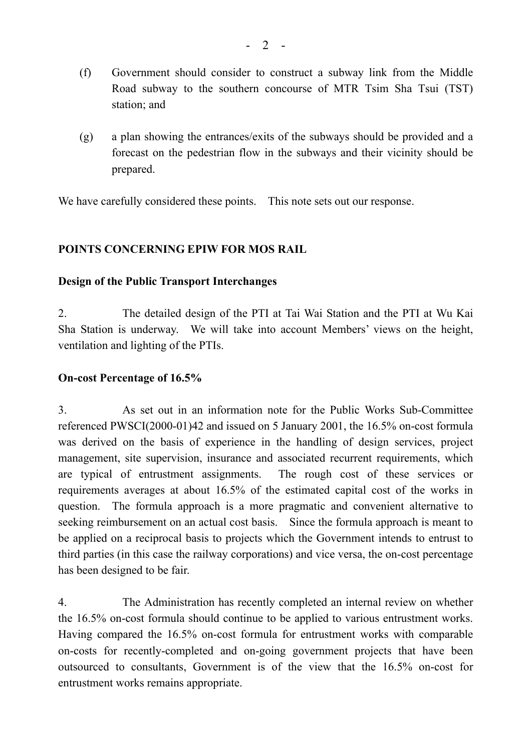(f) Government should consider to construct a subway link from the Middle Road subway to the southern concourse of MTR Tsim Sha Tsui (TST) station; and

(g) a plan showing the entrances/exits of the subways should be provided and a forecast on the pedestrian flow in the subways and their vicinity should be prepared.

We have carefully considered these points. This note sets out our response.

## POINTS CONCERNING EPIW FOR MOS RAIL

### Design of the Public Transport Interchanges

2. The detailed design of the PTI at Tai Wai Station and the PTI at Wu Kai Sha Station is underway. We will take into account Members' views on the height, ventilation and lighting of the PTIs.

### On-cost Percentage of 16.5%

3. As set out in an information note for the Public Works Sub-Committee referenced PWSCI(2000-01)42 and issued on 5 January 2001, the 16.5% on-cost formula was derived on the basis of experience in the handling of design services, project management, site supervision, insurance and associated recurrent requirements, which are typical of entrustment assignments. The rough cost of these services or requirements averages at about 16.5% of the estimated capital cost of the works in question. The formula approach is a more pragmatic and convenient alternative to seeking reimbursement on an actual cost basis. Since the formula approach is meant to be applied on a reciprocal basis to projects which the Government intends to entrust to third parties (in this case the railway corporations) and vice versa, the on-cost percentage has been designed to be fair.

4. The Administration has recently completed an internal review on whether the 16.5% on-cost formula should continue to be applied to various entrustment works. Having compared the 16.5% on-cost formula for entrustment works with comparable on-costs for recently-completed and on-going government projects that have been outsourced to consultants, Government is of the view that the 16.5% on-cost for entrustment works remains appropriate.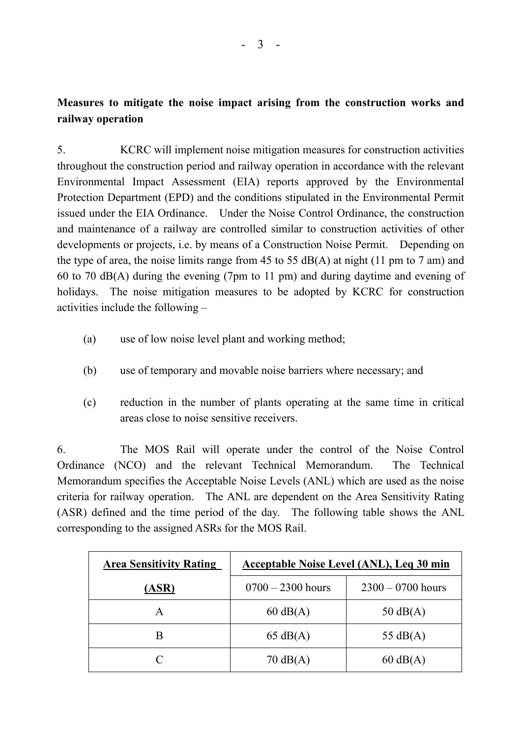**Measures to mitigate the noise impact arising from the construction works and railway operation**

5. KCRC will implement noise mitigation measures for construction activities throughout the construction period and railway operation in accordance with the relevant Environmental Impact Assessment (EIA) reports approved by the Environmental Protection Department (EPD) and the conditions stipulated in the Environmental Permit issued under the EIA Ordinance. Under the Noise Control Ordinance, the construction and maintenance of a railway are controlled similar to construction activities of other developments or projects, i.e. by means of a Construction Noise Permit. Depending on the type of area, the noise limits range from 45 to 55 dB(A) at night (11 pm to 7 am) and 60 to 70 dB(A) during the evening (7pm to 11 pm) and during daytime and evening of holidays. The noise mitigation measures to be adopted by KCRC for construction activities include the following –

(a) use of low noise level plant and working method;

(b) use of temporary and movable noise barriers where necessary; and

(c) reduction in the number of plants operating at the same time in critical areas close to noise sensitive receivers.

6. The MOS Rail will operate under the control of the Noise Control Ordinance (NCO) and the relevant Technical Memorandum. The Technical Memorandum specifies the Acceptable Noise Levels (ANL) which are used as the noise criteria for railway operation. The ANL are dependent on the Area Sensitivity Rating (ASR) defined and the time period of the day. The following table shows the ANL corresponding to the assigned ASRs for the MOS Rail.

| Area Sensitivity Rating (ASR) | Acceptable Noise Level (ANL), Leq 30 min | |
|---|---|---|
| | 0700 – 2300 hours | 2300 – 0700 hours |
| A | 60 dB(A) | 50 dB(A) |
| B | 65 dB(A) | 55 dB(A) |
| C | 70 dB(A) | 60 dB(A) |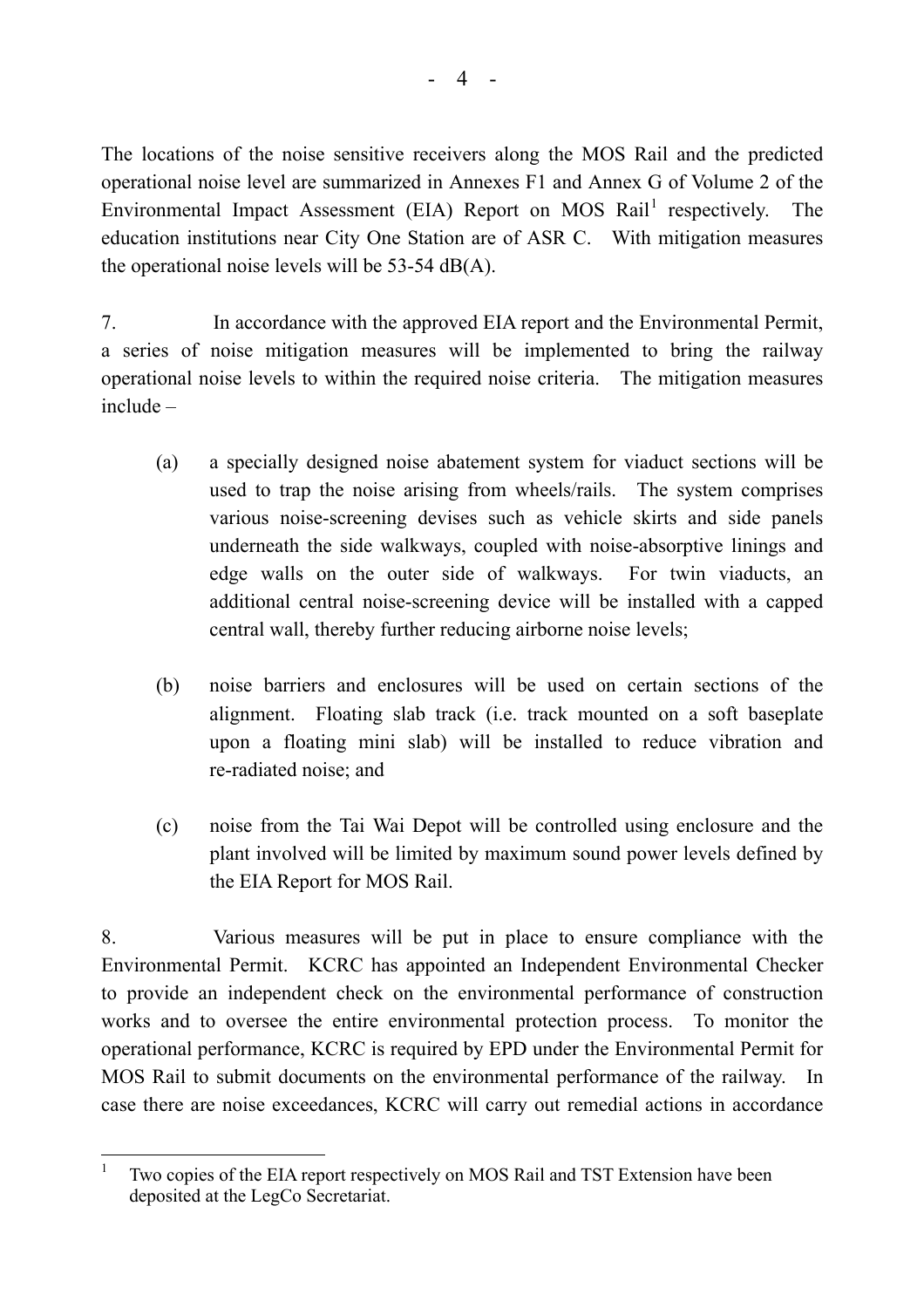The locations of the noise sensitive receivers along the MOS Rail and the predicted operational noise level are summarized in Annexes F1 and Annex G of Volume 2 of the Environmental Impact Assessment (EIA) Report on MOS Rail[1] respectively. The education institutions near City One Station are of ASR C. With mitigation measures the operational noise levels will be 53-54 dB(A).

7. In accordance with the approved EIA report and the Environmental Permit, a series of noise mitigation measures will be implemented to bring the railway operational noise levels to within the required noise criteria. The mitigation measures include –

(a) a specially designed noise abatement system for viaduct sections will be used to trap the noise arising from wheels/rails. The system comprises various noise-screening devises such as vehicle skirts and side panels underneath the side walkways, coupled with noise-absorptive linings and edge walls on the outer side of walkways. For twin viaducts, an additional central noise-screening device will be installed with a capped central wall, thereby further reducing airborne noise levels;

(b) noise barriers and enclosures will be used on certain sections of the alignment. Floating slab track (i.e. track mounted on a soft baseplate upon a floating mini slab) will be installed to reduce vibration and re-radiated noise; and

(c) noise from the Tai Wai Depot will be controlled using enclosure and the plant involved will be limited by maximum sound power levels defined by the EIA Report for MOS Rail.

8. Various measures will be put in place to ensure compliance with the Environmental Permit. KCRC has appointed an Independent Environmental Checker to provide an independent check on the environmental performance of construction works and to oversee the entire environmental protection process. To monitor the operational performance, KCRC is required by EPD under the Environmental Permit for MOS Rail to submit documents on the environmental performance of the railway. In case there are noise exceedances, KCRC will carry out remedial actions in accordance

---

[1] Two copies of the EIA report respectively on MOS Rail and TST Extension have been deposited at the LegCo Secretariat.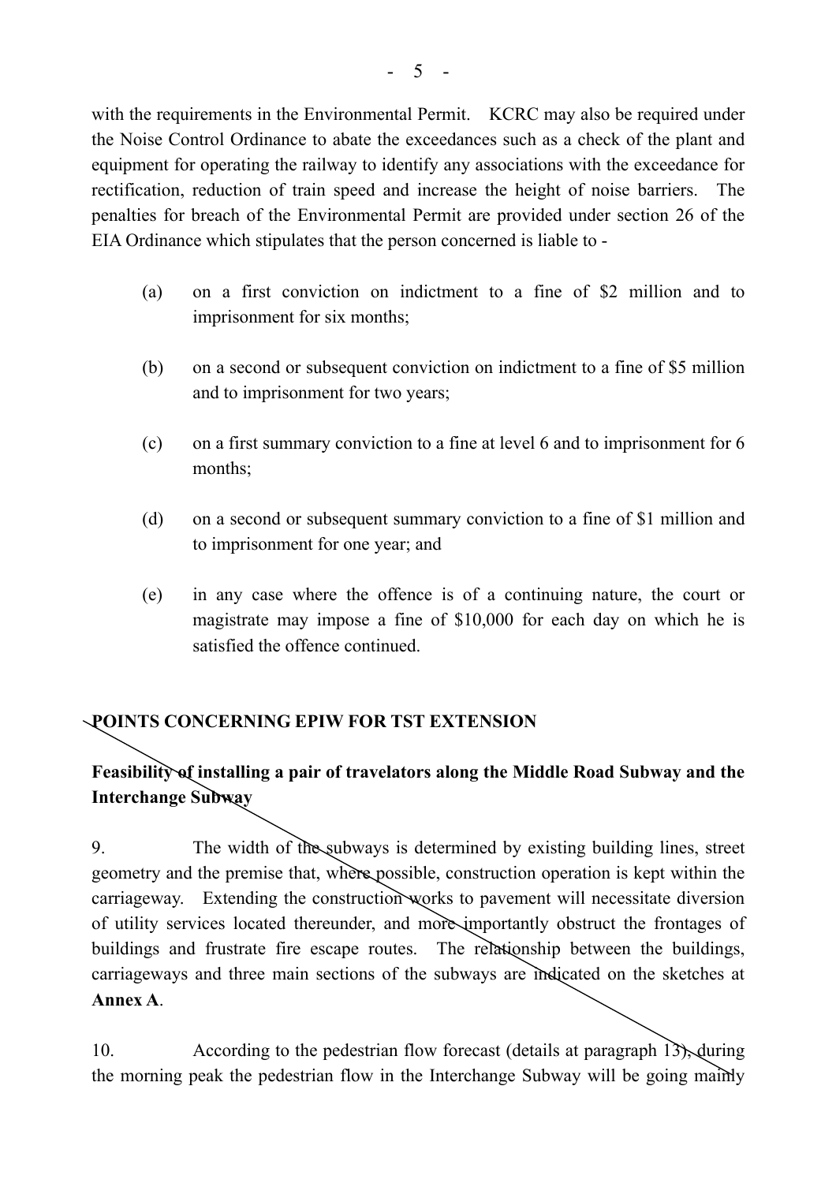with the requirements in the Environmental Permit. KCRC may also be required under the Noise Control Ordinance to abate the exceedances such as a check of the plant and equipment for operating the railway to identify any associations with the exceedance for rectification, reduction of train speed and increase the height of noise barriers. The penalties for breach of the Environmental Permit are provided under section 26 of the EIA Ordinance which stipulates that the person concerned is liable to -

(a) on a first conviction on indictment to a fine of $2 million and to imprisonment for six months;

(b) on a second or subsequent conviction on indictment to a fine of $5 million and to imprisonment for two years;

(c) on a first summary conviction to a fine at level 6 and to imprisonment for 6 months;

(d) on a second or subsequent summary conviction to a fine of $1 million and to imprisonment for one year; and

(e) in any case where the offence is of a continuing nature, the court or magistrate may impose a fine of $10,000 for each day on which he is satisfied the offence continued.

## POINTS CONCERNING EPIW FOR TST EXTENSION

### Feasibility of installing a pair of travelators along the Middle Road Subway and the Interchange Subway

9. The width of the subways is determined by existing building lines, street geometry and the premise that, where possible, construction operation is kept within the carriageway. Extending the construction works to pavement will necessitate diversion of utility services located thereunder, and more importantly obstruct the frontages of buildings and frustrate fire escape routes. The relationship between the buildings, carriageways and three main sections of the subways are indicated on the sketches at **Annex A**.

10. According to the pedestrian flow forecast (details at paragraph 13), during the morning peak the pedestrian flow in the Interchange Subway will be going mainly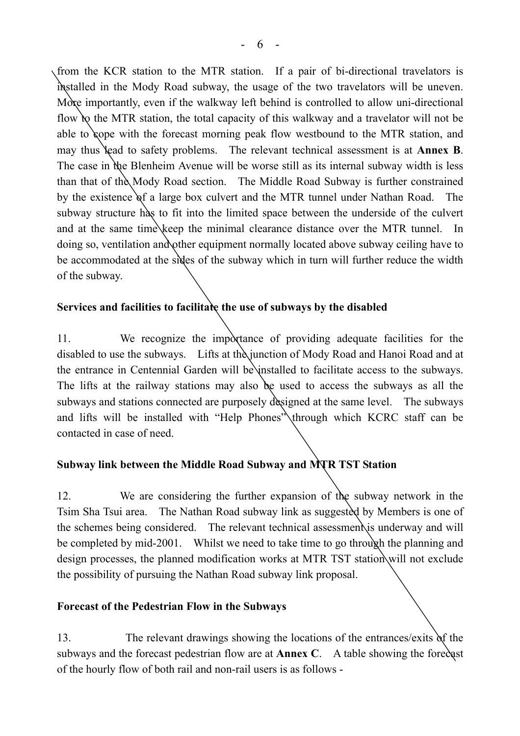from the KCR station to the MTR station. If a pair of bi-directional travelators is installed in the Mody Road subway, the usage of the two travelators will be uneven. More importantly, even if the walkway left behind is controlled to allow uni-directional flow to the MTR station, the total capacity of this walkway and a travelator will not be able to cope with the forecast morning peak flow westbound to the MTR station, and may thus lead to safety problems. The relevant technical assessment is at **Annex B**. The case in the Blenheim Avenue will be worse still as its internal subway width is less than that of the Mody Road section. The Middle Road Subway is further constrained by the existence of a large box culvert and the MTR tunnel under Nathan Road. The subway structure has to fit into the limited space between the underside of the culvert and at the same time keep the minimal clearance distance over the MTR tunnel. In doing so, ventilation and other equipment normally located above subway ceiling have to be accommodated at the sides of the subway which in turn will further reduce the width of the subway.

**Services and facilities to facilitate the use of subways by the disabled**

11. We recognize the importance of providing adequate facilities for the disabled to use the subways. Lifts at the junction of Mody Road and Hanoi Road and at the entrance in Centennial Garden will be installed to facilitate access to the subways. The lifts at the railway stations may also be used to access the subways as all the subways and stations connected are purposely designed at the same level. The subways and lifts will be installed with "Help Phones" through which KCRC staff can be contacted in case of need.

**Subway link between the Middle Road Subway and MTR TST Station**

12. We are considering the further expansion of the subway network in the Tsim Sha Tsui area. The Nathan Road subway link as suggested by Members is one of the schemes being considered. The relevant technical assessment is underway and will be completed by mid-2001. Whilst we need to take time to go through the planning and design processes, the planned modification works at MTR TST station will not exclude the possibility of pursuing the Nathan Road subway link proposal.

**Forecast of the Pedestrian Flow in the Subways**

13. The relevant drawings showing the locations of the entrances/exits of the subways and the forecast pedestrian flow are at **Annex C**. A table showing the forecast of the hourly flow of both rail and non-rail users is as follows -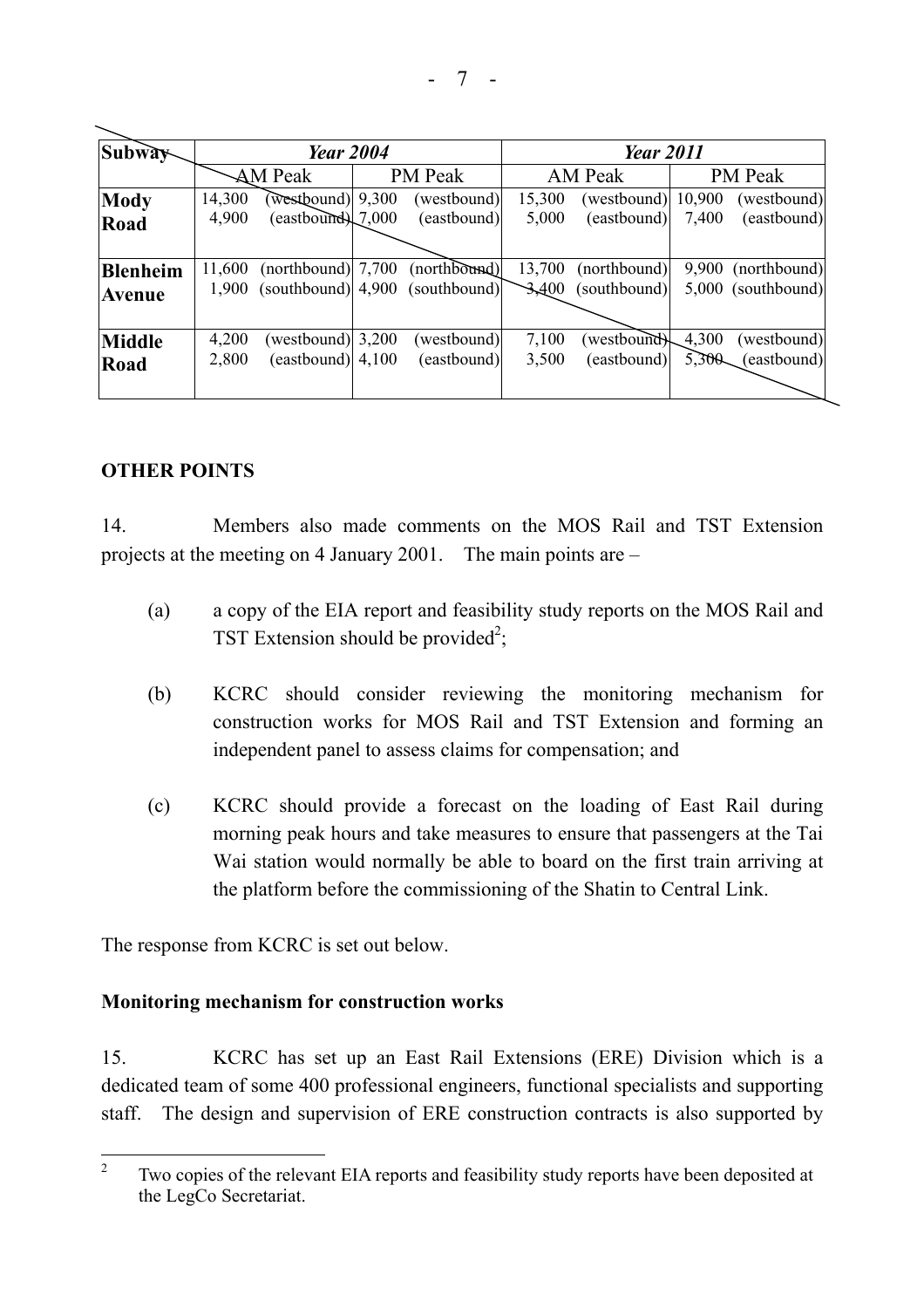| Subway | Year 2004 | | Year 2011 | |
|---|---|---|---|---|
| | AM Peak | PM Peak | AM Peak | PM Peak |
| **Mody Road** | 14,300 (westbound)<br>4,900 (eastbound) | 9,300 (westbound)<br>7,000 (eastbound) | 15,300 (westbound)<br>5,000 (eastbound) | 10,900 (westbound)<br>7,400 (eastbound) |
| **Blenheim Avenue** | 11,600 (northbound)<br>1,900 (southbound) | 7,700 (northbound)<br>4,900 (southbound) | 13,700 (northbound)<br>3,400 (southbound) | 9,900 (northbound)<br>5,000 (southbound) |
| **Middle Road** | 4,200 (westbound)<br>2,800 (eastbound) | 3,200 (westbound)<br>4,100 (eastbound) | 7,100 (westbound)<br>3,500 (eastbound) | 4,300 (westbound)<br>5,300 (eastbound) |

## OTHER POINTS

14. Members also made comments on the MOS Rail and TST Extension projects at the meeting on 4 January 2001. The main points are –

(a) a copy of the EIA report and feasibility study reports on the MOS Rail and TST Extension should be provided[2];

(b) KCRC should consider reviewing the monitoring mechanism for construction works for MOS Rail and TST Extension and forming an independent panel to assess claims for compensation; and

(c) KCRC should provide a forecast on the loading of East Rail during morning peak hours and take measures to ensure that passengers at the Tai Wai station would normally be able to board on the first train arriving at the platform before the commissioning of the Shatin to Central Link.

The response from KCRC is set out below.

### Monitoring mechanism for construction works

15. KCRC has set up an East Rail Extensions (ERE) Division which is a dedicated team of some 400 professional engineers, functional specialists and supporting staff. The design and supervision of ERE construction contracts is also supported by

[2] Two copies of the relevant EIA reports and feasibility study reports have been deposited at the LegCo Secretariat.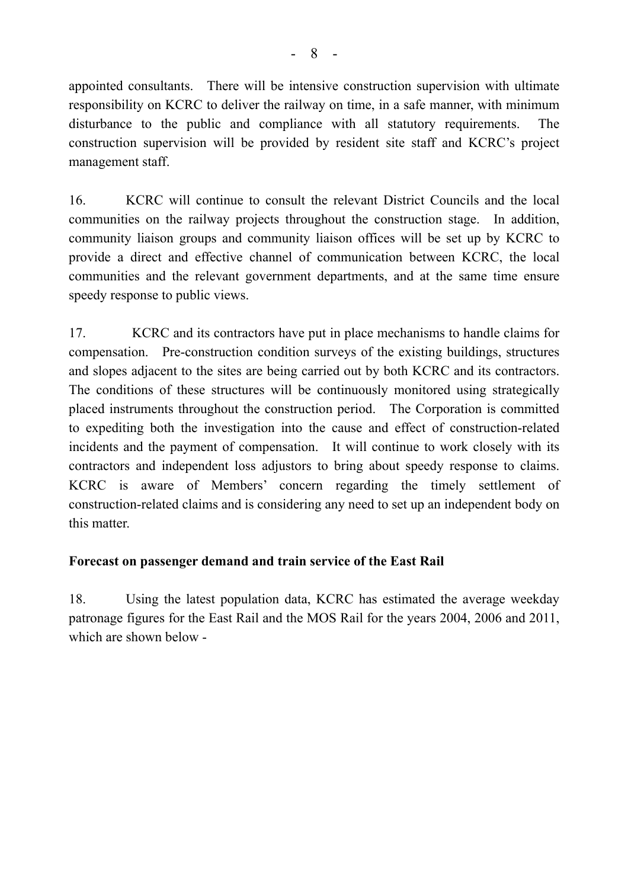appointed consultants. There will be intensive construction supervision with ultimate responsibility on KCRC to deliver the railway on time, in a safe manner, with minimum disturbance to the public and compliance with all statutory requirements. The construction supervision will be provided by resident site staff and KCRC's project management staff.

16. KCRC will continue to consult the relevant District Councils and the local communities on the railway projects throughout the construction stage. In addition, community liaison groups and community liaison offices will be set up by KCRC to provide a direct and effective channel of communication between KCRC, the local communities and the relevant government departments, and at the same time ensure speedy response to public views.

17. KCRC and its contractors have put in place mechanisms to handle claims for compensation. Pre-construction condition surveys of the existing buildings, structures and slopes adjacent to the sites are being carried out by both KCRC and its contractors. The conditions of these structures will be continuously monitored using strategically placed instruments throughout the construction period. The Corporation is committed to expediting both the investigation into the cause and effect of construction-related incidents and the payment of compensation. It will continue to work closely with its contractors and independent loss adjustors to bring about speedy response to claims. KCRC is aware of Members' concern regarding the timely settlement of construction-related claims and is considering any need to set up an independent body on this matter.

**Forecast on passenger demand and train service of the East Rail**

18. Using the latest population data, KCRC has estimated the average weekday patronage figures for the East Rail and the MOS Rail for the years 2004, 2006 and 2011, which are shown below -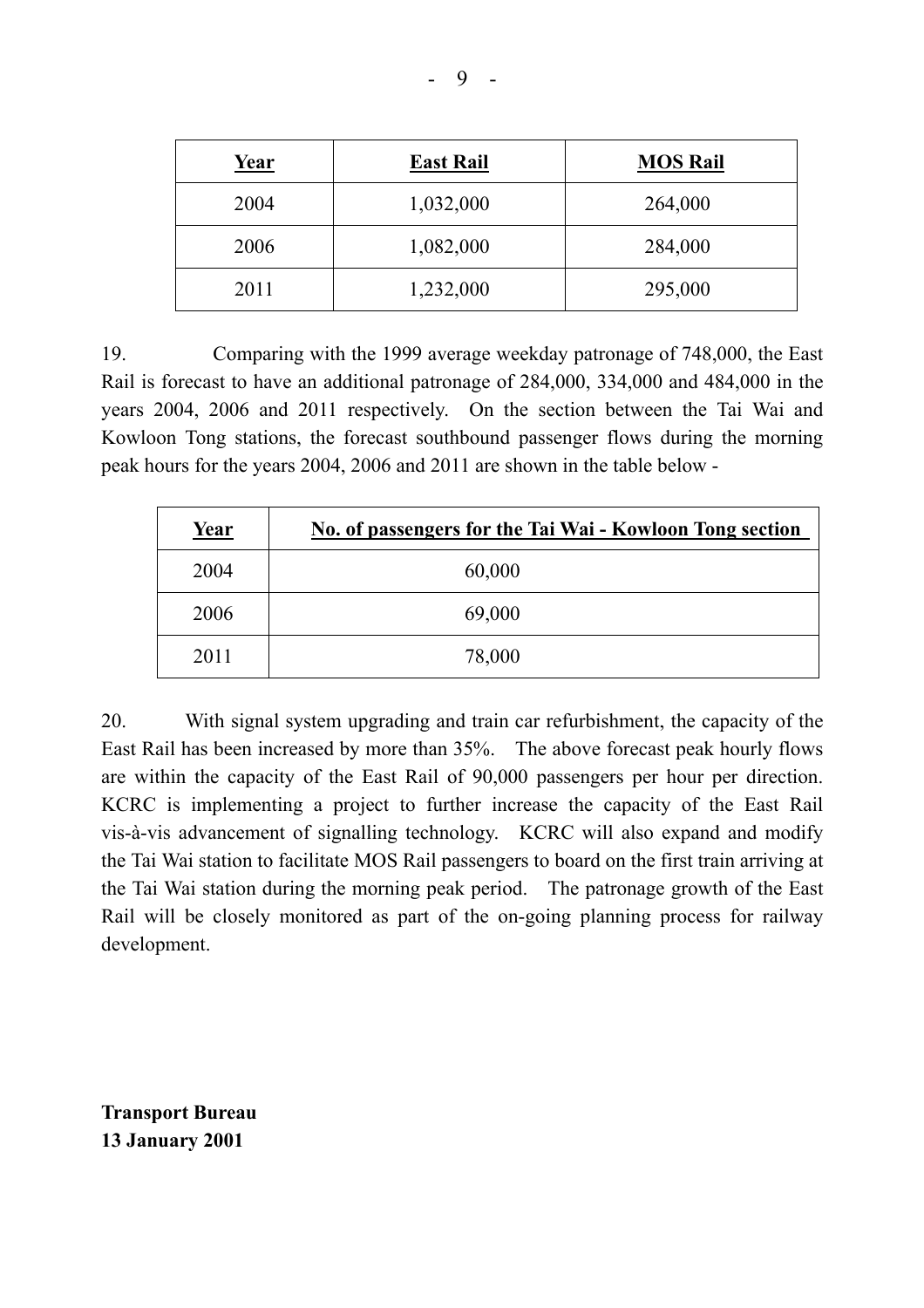| **Year** | **East Rail** | **MOS Rail** |
|---|---|---|
| 2004 | 1,032,000 | 264,000 |
| 2006 | 1,082,000 | 284,000 |
| 2011 | 1,232,000 | 295,000 |

19. Comparing with the 1999 average weekday patronage of 748,000, the East Rail is forecast to have an additional patronage of 284,000, 334,000 and 484,000 in the years 2004, 2006 and 2011 respectively. On the section between the Tai Wai and Kowloon Tong stations, the forecast southbound passenger flows during the morning peak hours for the years 2004, 2006 and 2011 are shown in the table below -

| **Year** | **No. of passengers for the Tai Wai - Kowloon Tong section** |
|---|---|
| 2004 | 60,000 |
| 2006 | 69,000 |
| 2011 | 78,000 |

20. With signal system upgrading and train car refurbishment, the capacity of the East Rail has been increased by more than 35%. The above forecast peak hourly flows are within the capacity of the East Rail of 90,000 passengers per hour per direction. KCRC is implementing a project to further increase the capacity of the East Rail vis-à-vis advancement of signalling technology. KCRC will also expand and modify the Tai Wai station to facilitate MOS Rail passengers to board on the first train arriving at the Tai Wai station during the morning peak period. The patronage growth of the East Rail will be closely monitored as part of the on-going planning process for railway development.

**Transport Bureau**
**13 January 2001**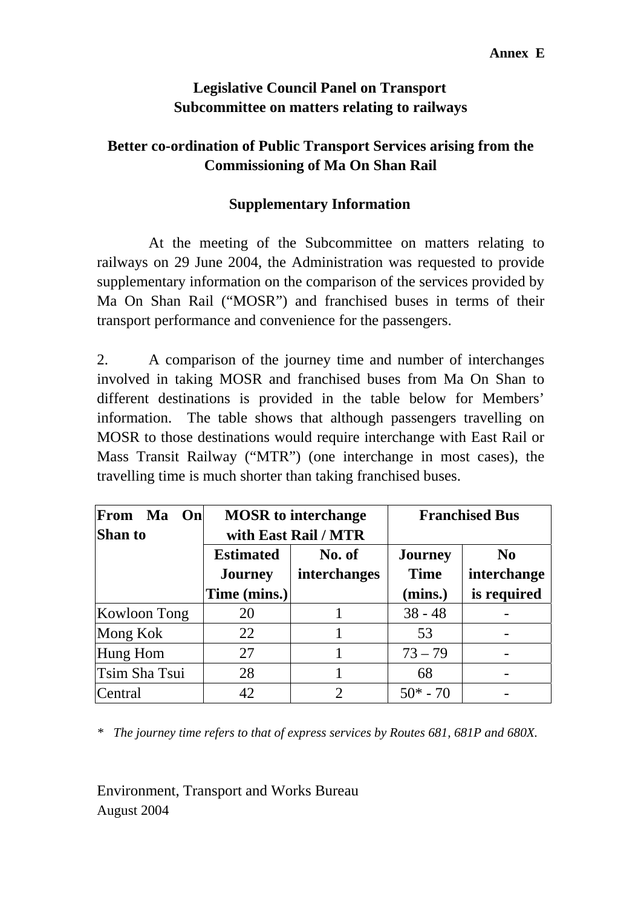**Annex E**

**Legislative Council Panel on Transport**
**Subcommittee on matters relating to railways**

**Better co-ordination of Public Transport Services arising from the Commissioning of Ma On Shan Rail**

**Supplementary Information**

At the meeting of the Subcommittee on matters relating to railways on 29 June 2004, the Administration was requested to provide supplementary information on the comparison of the services provided by Ma On Shan Rail ("MOSR") and franchised buses in terms of their transport performance and convenience for the passengers.

2. A comparison of the journey time and number of interchanges involved in taking MOSR and franchised buses from Ma On Shan to different destinations is provided in the table below for Members' information. The table shows that although passengers travelling on MOSR to those destinations would require interchange with East Rail or Mass Transit Railway ("MTR") (one interchange in most cases), the travelling time is much shorter than taking franchised buses.

| From Ma On Shan to | MOSR to interchange with East Rail / MTR | | Franchised Bus | |
|---|---|---|---|---|
| | Estimated Journey Time (mins.) | No. of interchanges | Journey Time (mins.) | No interchange is required |
| Kowloon Tong | 20 | 1 | 38 - 48 | - |
| Mong Kok | 22 | 1 | 53 | - |
| Hung Hom | 27 | 1 | 73 – 79 | - |
| Tsim Sha Tsui | 28 | 1 | 68 | - |
| Central | 42 | 2 | 50* - 70 | - |

* *The journey time refers to that of express services by Routes 681, 681P and 680X.*

Environment, Transport and Works Bureau
August 2004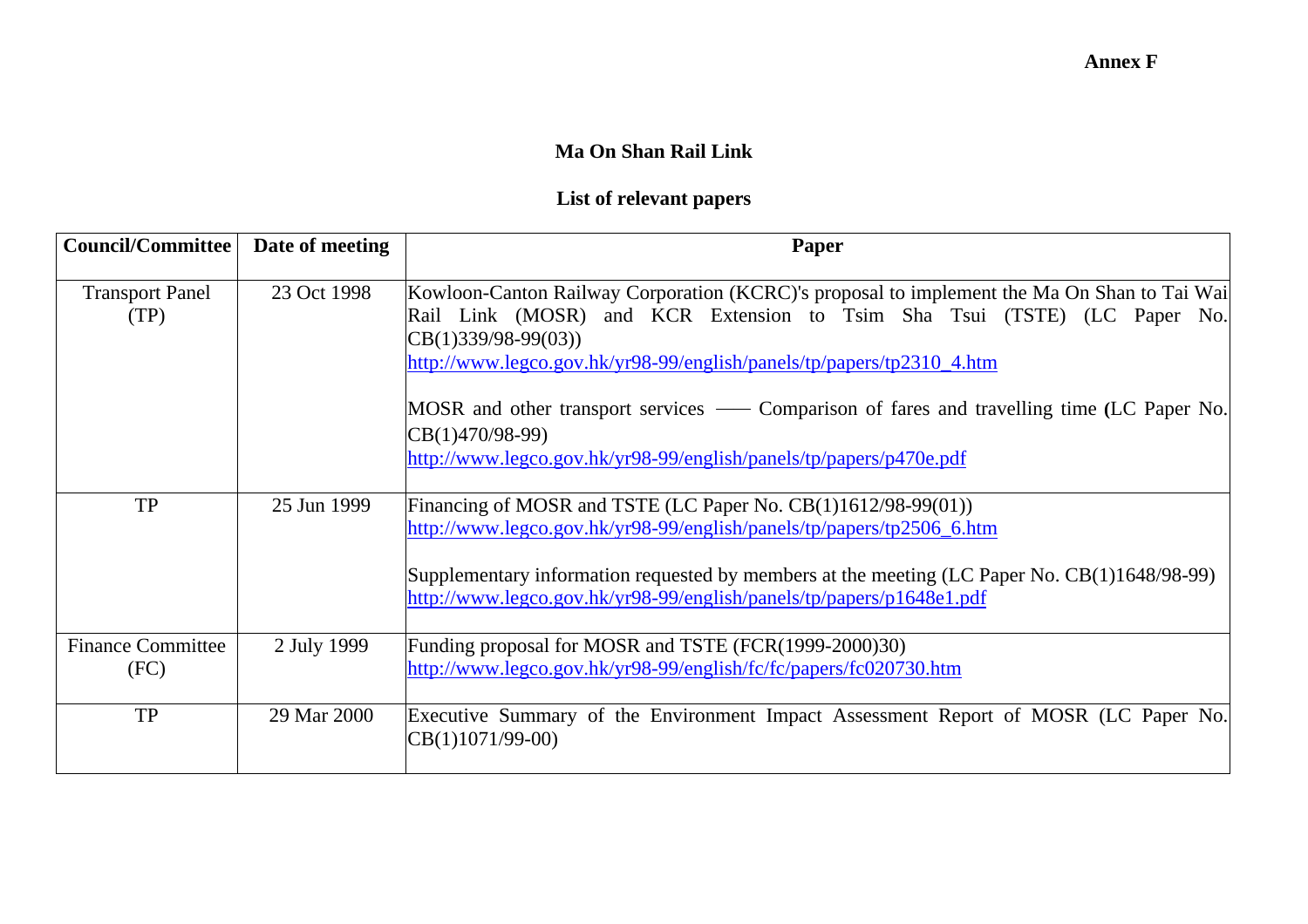**Annex F**

# Ma On Shan Rail Link

## List of relevant papers

| Council/Committee | Date of meeting | Paper |
|---|---|---|
| Transport Panel (TP) | 23 Oct 1998 | Kowloon-Canton Railway Corporation (KCRC)'s proposal to implement the Ma On Shan to Tai Wai Rail Link (MOSR) and KCR Extension to Tsim Sha Tsui (TSTE) (LC Paper No. CB(1)339/98-99(03)) http://www.legco.gov.hk/yr98-99/english/panels/tp/papers/tp2310_4.htm<br><br>MOSR and other transport services —— Comparison of fares and travelling time (LC Paper No. CB(1)470/98-99) http://www.legco.gov.hk/yr98-99/english/panels/tp/papers/p470e.pdf |
| TP | 25 Jun 1999 | Financing of MOSR and TSTE (LC Paper No. CB(1)1612/98-99(01)) http://www.legco.gov.hk/yr98-99/english/panels/tp/papers/tp2506_6.htm<br><br>Supplementary information requested by members at the meeting (LC Paper No. CB(1)1648/98-99) http://www.legco.gov.hk/yr98-99/english/panels/tp/papers/p1648e1.pdf |
| Finance Committee (FC) | 2 July 1999 | Funding proposal for MOSR and TSTE (FCR(1999-2000)30) http://www.legco.gov.hk/yr98-99/english/fc/fc/papers/fc020730.htm |
| TP | 29 Mar 2000 | Executive Summary of the Environment Impact Assessment Report of MOSR (LC Paper No. CB(1)1071/99-00) |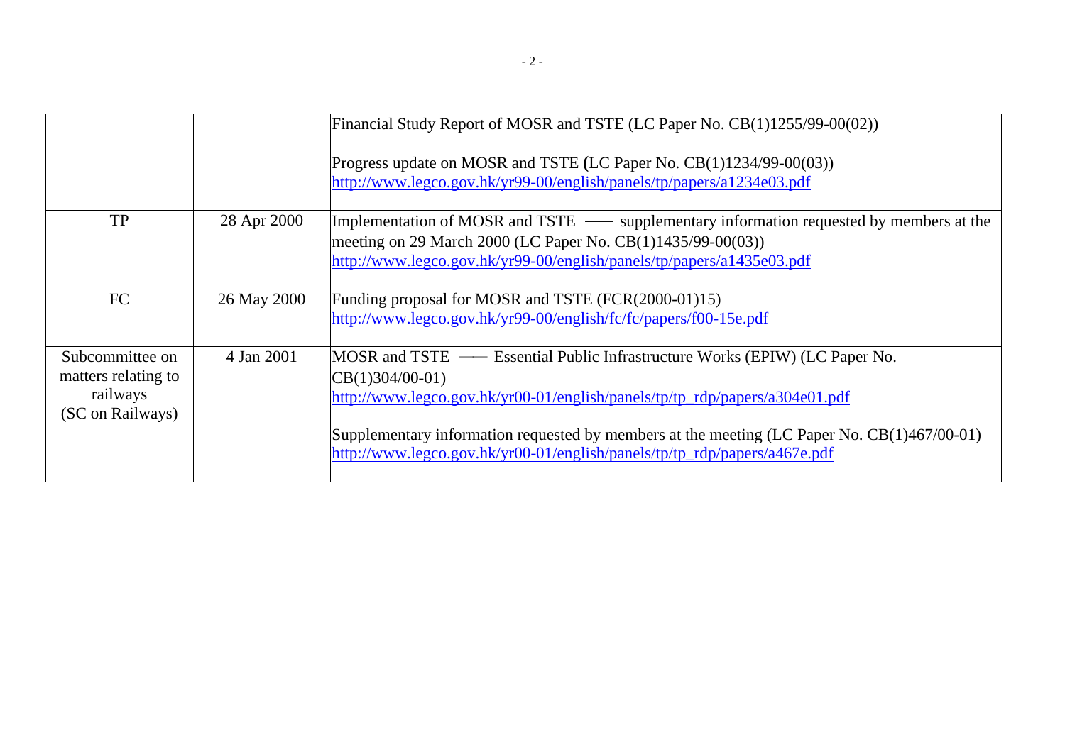| | | |
|---|---|---|
| | | Financial Study Report of MOSR and TSTE (LC Paper No. CB(1)1255/99-00(02))<br><br>Progress update on MOSR and TSTE (LC Paper No. CB(1)1234/99-00(03))<br>http://www.legco.gov.hk/yr99-00/english/panels/tp/papers/a1234e03.pdf |
| TP | 28 Apr 2000 | Implementation of MOSR and TSTE —— supplementary information requested by members at the meeting on 29 March 2000 (LC Paper No. CB(1)1435/99-00(03))<br>http://www.legco.gov.hk/yr99-00/english/panels/tp/papers/a1435e03.pdf |
| FC | 26 May 2000 | Funding proposal for MOSR and TSTE (FCR(2000-01)15)<br>http://www.legco.gov.hk/yr99-00/english/fc/fc/papers/f00-15e.pdf |
| Subcommittee on matters relating to railways (SC on Railways) | 4 Jan 2001 | MOSR and TSTE —— Essential Public Infrastructure Works (EPIW) (LC Paper No. CB(1)304/00-01)<br>http://www.legco.gov.hk/yr00-01/english/panels/tp/tp_rdp/papers/a304e01.pdf<br><br>Supplementary information requested by members at the meeting (LC Paper No. CB(1)467/00-01)<br>http://www.legco.gov.hk/yr00-01/english/panels/tp/tp_rdp/papers/a467e.pdf |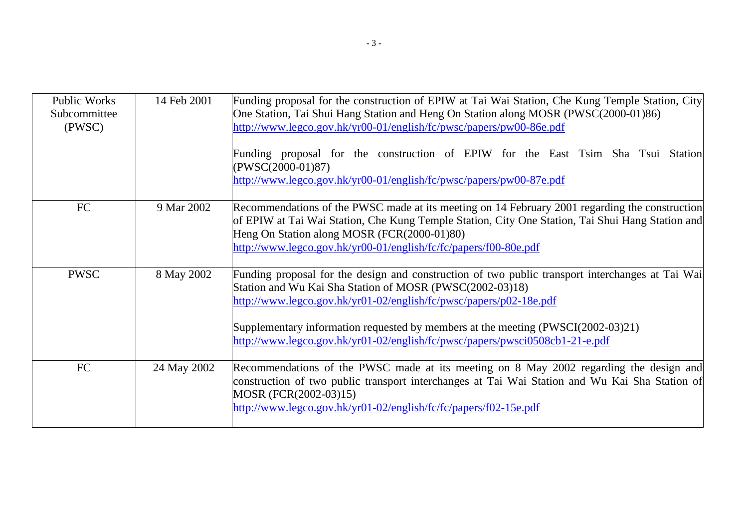| | | |
|---|---|---|
| Public Works Subcommittee (PWSC) | 14 Feb 2001 | Funding proposal for the construction of EPIW at Tai Wai Station, Che Kung Temple Station, City One Station, Tai Shui Hang Station and Heng On Station along MOSR (PWSC(2000-01)86)<br>http://www.legco.gov.hk/yr00-01/english/fc/pwsc/papers/pw00-86e.pdf<br><br>Funding proposal for the construction of EPIW for the East Tsim Sha Tsui Station (PWSC(2000-01)87)<br>http://www.legco.gov.hk/yr00-01/english/fc/pwsc/papers/pw00-87e.pdf |
| FC | 9 Mar 2002 | Recommendations of the PWSC made at its meeting on 14 February 2001 regarding the construction of EPIW at Tai Wai Station, Che Kung Temple Station, City One Station, Tai Shui Hang Station and Heng On Station along MOSR (FCR(2000-01)80)<br>http://www.legco.gov.hk/yr00-01/english/fc/fc/papers/f00-80e.pdf |
| PWSC | 8 May 2002 | Funding proposal for the design and construction of two public transport interchanges at Tai Wai Station and Wu Kai Sha Station of MOSR (PWSC(2002-03)18)<br>http://www.legco.gov.hk/yr01-02/english/fc/pwsc/papers/p02-18e.pdf<br><br>Supplementary information requested by members at the meeting (PWSCI(2002-03)21)<br>http://www.legco.gov.hk/yr01-02/english/fc/pwsc/papers/pwsci0508cb1-21-e.pdf |
| FC | 24 May 2002 | Recommendations of the PWSC made at its meeting on 8 May 2002 regarding the design and construction of two public transport interchanges at Tai Wai Station and Wu Kai Sha Station of MOSR (FCR(2002-03)15)<br>http://www.legco.gov.hk/yr01-02/english/fc/fc/papers/f02-15e.pdf |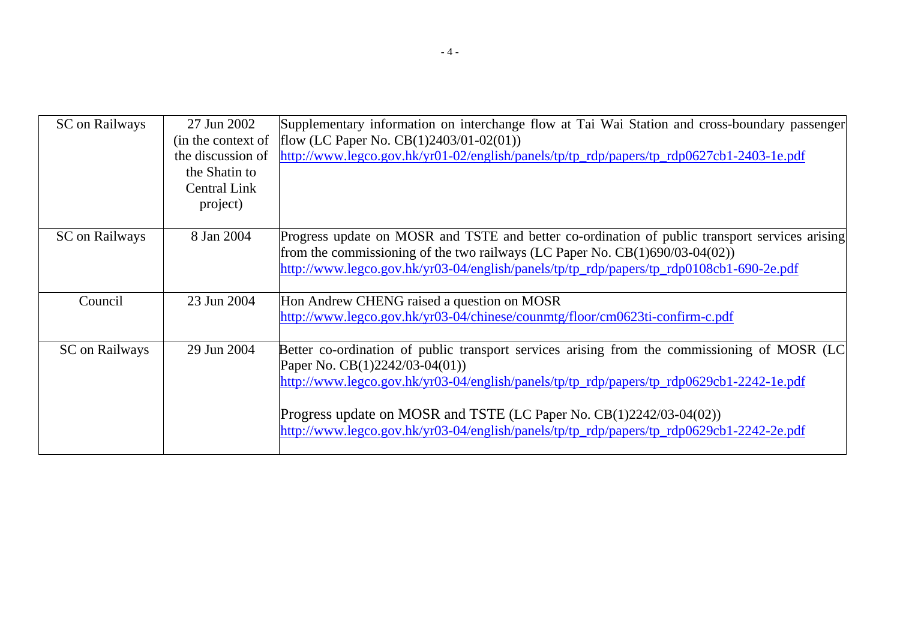| | | |
|---|---|---|
| SC on Railways | 27 Jun 2002 (in the context of the discussion of the Shatin to Central Link project) | Supplementary information on interchange flow at Tai Wai Station and cross-boundary passenger flow (LC Paper No. CB(1)2403/01-02(01)) http://www.legco.gov.hk/yr01-02/english/panels/tp/tp_rdp/papers/tp_rdp0627cb1-2403-1e.pdf |
| SC on Railways | 8 Jan 2004 | Progress update on MOSR and TSTE and better co-ordination of public transport services arising from the commissioning of the two railways (LC Paper No. CB(1)690/03-04(02)) http://www.legco.gov.hk/yr03-04/english/panels/tp/tp_rdp/papers/tp_rdp0108cb1-690-2e.pdf |
| Council | 23 Jun 2004 | Hon Andrew CHENG raised a question on MOSR http://www.legco.gov.hk/yr03-04/chinese/counmtg/floor/cm0623ti-confirm-c.pdf |
| SC on Railways | 29 Jun 2004 | Better co-ordination of public transport services arising from the commissioning of MOSR (LC Paper No. CB(1)2242/03-04(01)) http://www.legco.gov.hk/yr03-04/english/panels/tp/tp_rdp/papers/tp_rdp0629cb1-2242-1e.pdf<br><br>Progress update on MOSR and TSTE (LC Paper No. CB(1)2242/03-04(02)) http://www.legco.gov.hk/yr03-04/english/panels/tp/tp_rdp/papers/tp_rdp0629cb1-2242-2e.pdf |